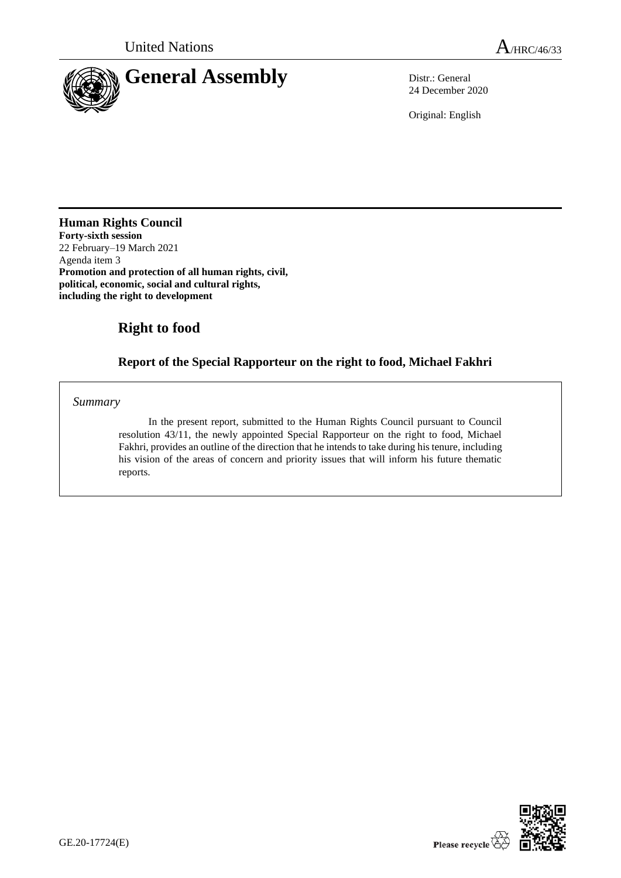United Nations A/HRC/46/33

# General Assembly

Distr.: General
24 December 2020

Original: English

**Human Rights Council**
**Forty-sixth session**
22 February–19 March 2021
Agenda item 3
**Promotion and protection of all human rights, civil, political, economic, social and cultural rights, including the right to development**

## Right to food

### Report of the Special Rapporteur on the right to food, Michael Fakhri

*Summary*

In the present report, submitted to the Human Rights Council pursuant to Council resolution 43/11, the newly appointed Special Rapporteur on the right to food, Michael Fakhri, provides an outline of the direction that he intends to take during his tenure, including his vision of the areas of concern and priority issues that will inform his future thematic reports.

GE.20-17724(E)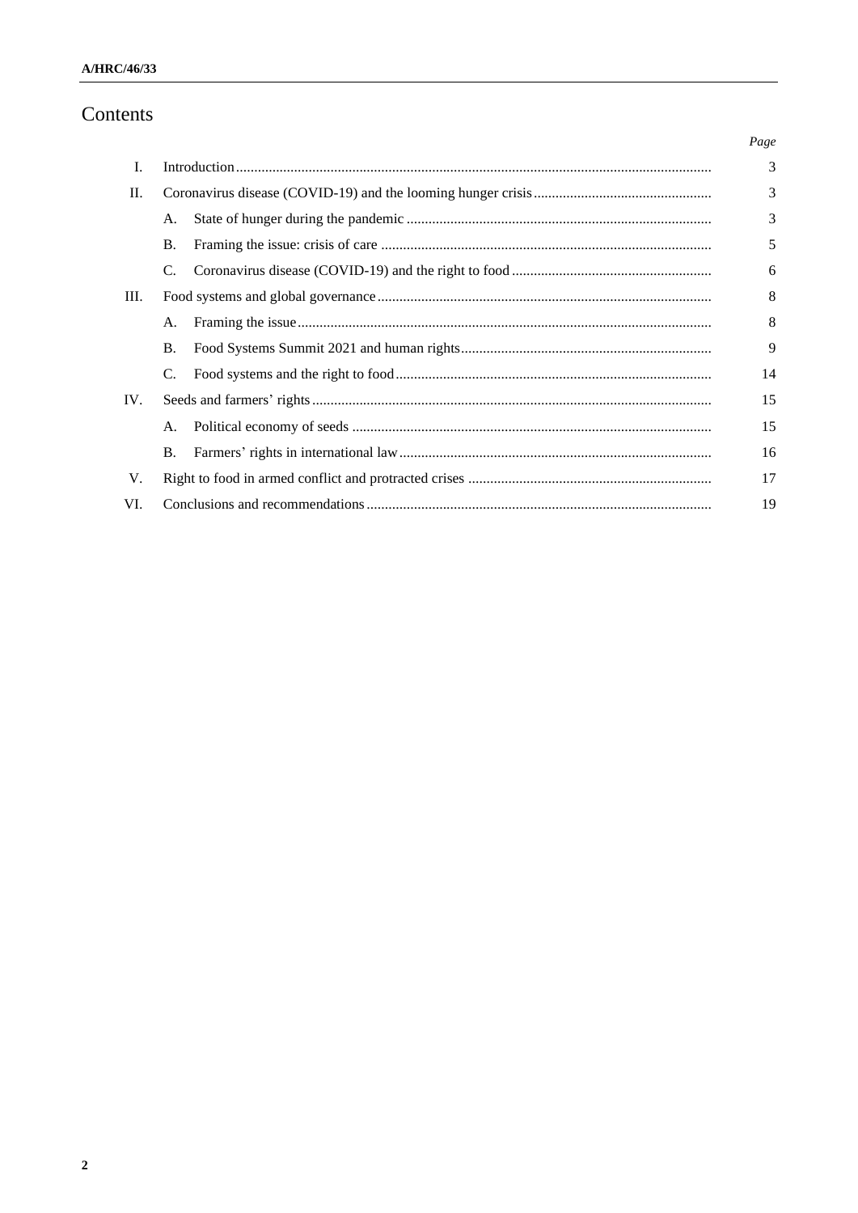# Contents

| | | Page |
|---|---|---|
| I. | Introduction | 3 |
| II. | Coronavirus disease (COVID-19) and the looming hunger crisis | 3 |
| | A. State of hunger during the pandemic | 3 |
| | B. Framing the issue: crisis of care | 5 |
| | C. Coronavirus disease (COVID-19) and the right to food | 6 |
| III. | Food systems and global governance | 8 |
| | A. Framing the issue | 8 |
| | B. Food Systems Summit 2021 and human rights | 9 |
| | C. Food systems and the right to food | 14 |
| IV. | Seeds and farmers' rights | 15 |
| | A. Political economy of seeds | 15 |
| | B. Farmers' rights in international law | 16 |
| V. | Right to food in armed conflict and protracted crises | 17 |
| VI. | Conclusions and recommendations | 19 |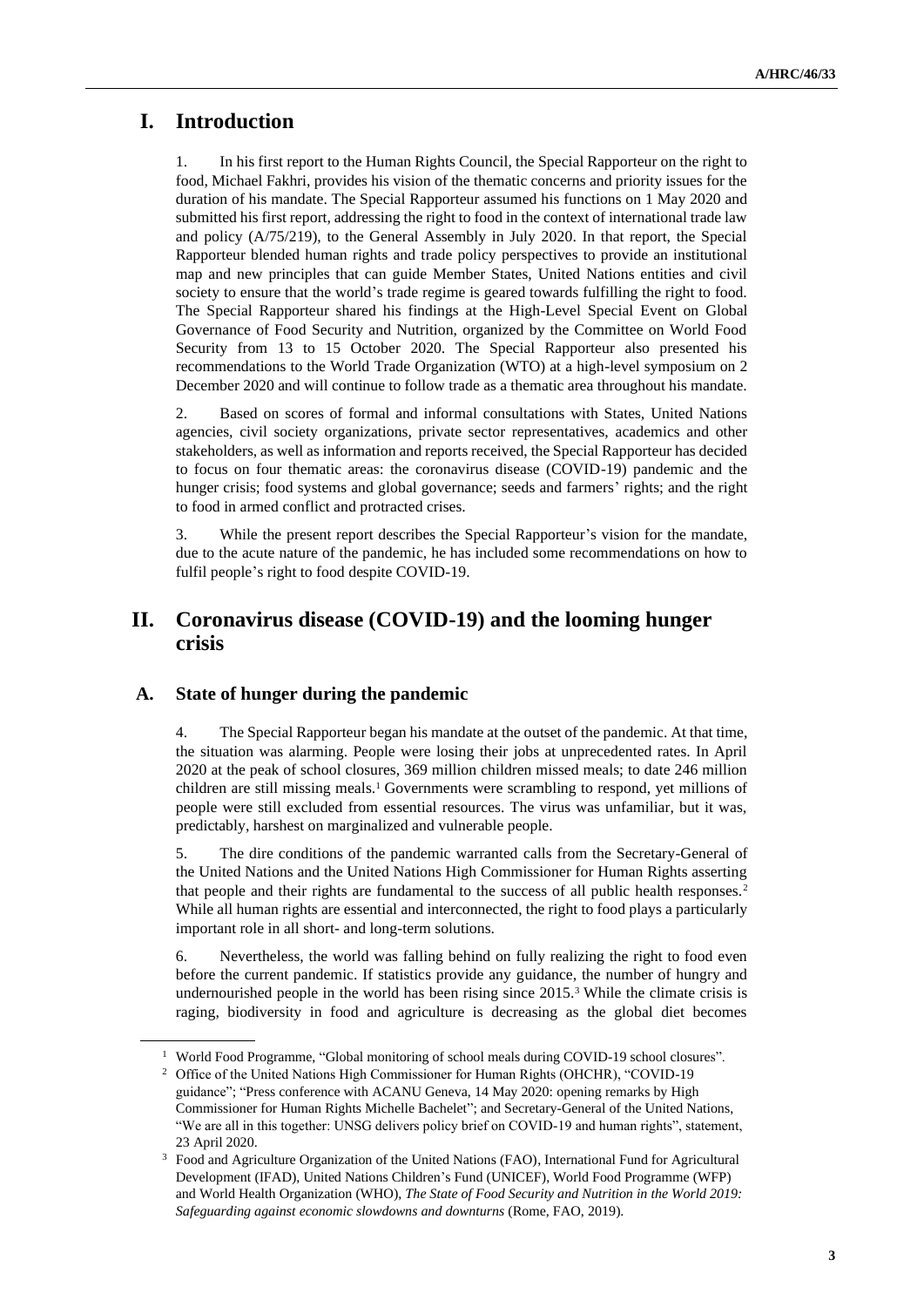# I. Introduction

1. In his first report to the Human Rights Council, the Special Rapporteur on the right to food, Michael Fakhri, provides his vision of the thematic concerns and priority issues for the duration of his mandate. The Special Rapporteur assumed his functions on 1 May 2020 and submitted his first report, addressing the right to food in the context of international trade law and policy (A/75/219), to the General Assembly in July 2020. In that report, the Special Rapporteur blended human rights and trade policy perspectives to provide an institutional map and new principles that can guide Member States, United Nations entities and civil society to ensure that the world's trade regime is geared towards fulfilling the right to food. The Special Rapporteur shared his findings at the High-Level Special Event on Global Governance of Food Security and Nutrition, organized by the Committee on World Food Security from 13 to 15 October 2020. The Special Rapporteur also presented his recommendations to the World Trade Organization (WTO) at a high-level symposium on 2 December 2020 and will continue to follow trade as a thematic area throughout his mandate.

2. Based on scores of formal and informal consultations with States, United Nations agencies, civil society organizations, private sector representatives, academics and other stakeholders, as well as information and reports received, the Special Rapporteur has decided to focus on four thematic areas: the coronavirus disease (COVID-19) pandemic and the hunger crisis; food systems and global governance; seeds and farmers' rights; and the right to food in armed conflict and protracted crises.

3. While the present report describes the Special Rapporteur's vision for the mandate, due to the acute nature of the pandemic, he has included some recommendations on how to fulfil people's right to food despite COVID-19.

# II. Coronavirus disease (COVID-19) and the looming hunger crisis

## A. State of hunger during the pandemic

4. The Special Rapporteur began his mandate at the outset of the pandemic. At that time, the situation was alarming. People were losing their jobs at unprecedented rates. In April 2020 at the peak of school closures, 369 million children missed meals; to date 246 million children are still missing meals.[1] Governments were scrambling to respond, yet millions of people were still excluded from essential resources. The virus was unfamiliar, but it was, predictably, harshest on marginalized and vulnerable people.

5. The dire conditions of the pandemic warranted calls from the Secretary-General of the United Nations and the United Nations High Commissioner for Human Rights asserting that people and their rights are fundamental to the success of all public health responses.[2] While all human rights are essential and interconnected, the right to food plays a particularly important role in all short- and long-term solutions.

6. Nevertheless, the world was falling behind on fully realizing the right to food even before the current pandemic. If statistics provide any guidance, the number of hungry and undernourished people in the world has been rising since 2015.[3] While the climate crisis is raging, biodiversity in food and agriculture is decreasing as the global diet becomes

---

[1] World Food Programme, "Global monitoring of school meals during COVID-19 school closures".

[2] Office of the United Nations High Commissioner for Human Rights (OHCHR), "COVID-19 guidance"; "Press conference with ACANU Geneva, 14 May 2020: opening remarks by High Commissioner for Human Rights Michelle Bachelet"; and Secretary-General of the United Nations, "We are all in this together: UNSG delivers policy brief on COVID-19 and human rights", statement, 23 April 2020.

[3] Food and Agriculture Organization of the United Nations (FAO), International Fund for Agricultural Development (IFAD), United Nations Children's Fund (UNICEF), World Food Programme (WFP) and World Health Organization (WHO), *The State of Food Security and Nutrition in the World 2019: Safeguarding against economic slowdowns and downturns* (Rome, FAO, 2019).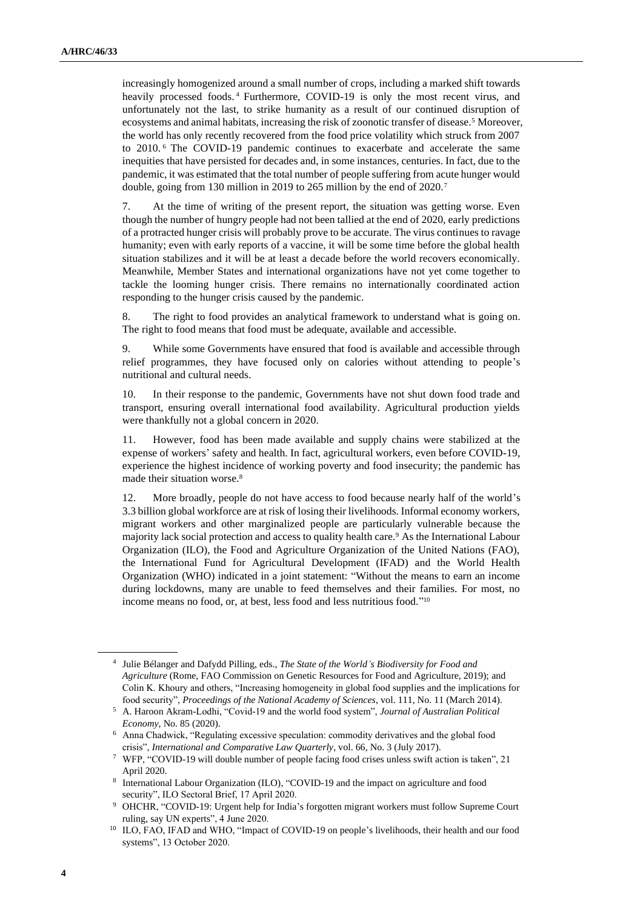increasingly homogenized around a small number of crops, including a marked shift towards heavily processed foods.[4] Furthermore, COVID-19 is only the most recent virus, and unfortunately not the last, to strike humanity as a result of our continued disruption of ecosystems and animal habitats, increasing the risk of zoonotic transfer of disease.[5] Moreover, the world has only recently recovered from the food price volatility which struck from 2007 to 2010.[6] The COVID-19 pandemic continues to exacerbate and accelerate the same inequities that have persisted for decades and, in some instances, centuries. In fact, due to the pandemic, it was estimated that the total number of people suffering from acute hunger would double, going from 130 million in 2019 to 265 million by the end of 2020.[7]

7. At the time of writing of the present report, the situation was getting worse. Even though the number of hungry people had not been tallied at the end of 2020, early predictions of a protracted hunger crisis will probably prove to be accurate. The virus continues to ravage humanity; even with early reports of a vaccine, it will be some time before the global health situation stabilizes and it will be at least a decade before the world recovers economically. Meanwhile, Member States and international organizations have not yet come together to tackle the looming hunger crisis. There remains no internationally coordinated action responding to the hunger crisis caused by the pandemic.

8. The right to food provides an analytical framework to understand what is going on. The right to food means that food must be adequate, available and accessible.

9. While some Governments have ensured that food is available and accessible through relief programmes, they have focused only on calories without attending to people's nutritional and cultural needs.

10. In their response to the pandemic, Governments have not shut down food trade and transport, ensuring overall international food availability. Agricultural production yields were thankfully not a global concern in 2020.

11. However, food has been made available and supply chains were stabilized at the expense of workers' safety and health. In fact, agricultural workers, even before COVID-19, experience the highest incidence of working poverty and food insecurity; the pandemic has made their situation worse.[8]

12. More broadly, people do not have access to food because nearly half of the world's 3.3 billion global workforce are at risk of losing their livelihoods. Informal economy workers, migrant workers and other marginalized people are particularly vulnerable because the majority lack social protection and access to quality health care.[9] As the International Labour Organization (ILO), the Food and Agriculture Organization of the United Nations (FAO), the International Fund for Agricultural Development (IFAD) and the World Health Organization (WHO) indicated in a joint statement: "Without the means to earn an income during lockdowns, many are unable to feed themselves and their families. For most, no income means no food, or, at best, less food and less nutritious food."[10]

---

[4] Julie Bélanger and Dafydd Pilling, eds., *The State of the World's Biodiversity for Food and Agriculture* (Rome, FAO Commission on Genetic Resources for Food and Agriculture, 2019); and Colin K. Khoury and others, "Increasing homogeneity in global food supplies and the implications for food security", *Proceedings of the National Academy of Sciences*, vol. 111, No. 11 (March 2014).

[5] A. Haroon Akram-Lodhi, "Covid-19 and the world food system", *Journal of Australian Political Economy*, No. 85 (2020).

[6] Anna Chadwick, "Regulating excessive speculation: commodity derivatives and the global food crisis", *International and Comparative Law Quarterly*, vol. 66, No. 3 (July 2017).

[7] WFP, "COVID-19 will double number of people facing food crises unless swift action is taken", 21 April 2020.

[8] International Labour Organization (ILO), "COVID-19 and the impact on agriculture and food security", ILO Sectoral Brief, 17 April 2020.

[9] OHCHR, "COVID-19: Urgent help for India's forgotten migrant workers must follow Supreme Court ruling, say UN experts", 4 June 2020.

[10] ILO, FAO, IFAD and WHO, "Impact of COVID-19 on people's livelihoods, their health and our food systems", 13 October 2020.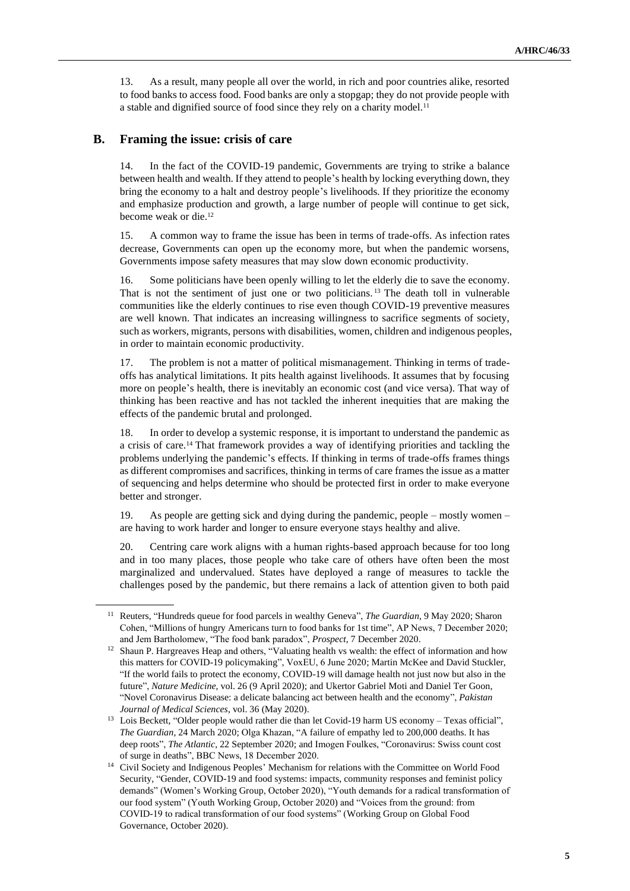13. As a result, many people all over the world, in rich and poor countries alike, resorted to food banks to access food. Food banks are only a stopgap; they do not provide people with a stable and dignified source of food since they rely on a charity model.[11]

## B. Framing the issue: crisis of care

14. In the fact of the COVID-19 pandemic, Governments are trying to strike a balance between health and wealth. If they attend to people's health by locking everything down, they bring the economy to a halt and destroy people's livelihoods. If they prioritize the economy and emphasize production and growth, a large number of people will continue to get sick, become weak or die.[12]

15. A common way to frame the issue has been in terms of trade-offs. As infection rates decrease, Governments can open up the economy more, but when the pandemic worsens, Governments impose safety measures that may slow down economic productivity.

16. Some politicians have been openly willing to let the elderly die to save the economy. That is not the sentiment of just one or two politicians.[13] The death toll in vulnerable communities like the elderly continues to rise even though COVID-19 preventive measures are well known. That indicates an increasing willingness to sacrifice segments of society, such as workers, migrants, persons with disabilities, women, children and indigenous peoples, in order to maintain economic productivity.

17. The problem is not a matter of political mismanagement. Thinking in terms of trade-offs has analytical limitations. It pits health against livelihoods. It assumes that by focusing more on people's health, there is inevitably an economic cost (and vice versa). That way of thinking has been reactive and has not tackled the inherent inequities that are making the effects of the pandemic brutal and prolonged.

18. In order to develop a systemic response, it is important to understand the pandemic as a crisis of care.[14] That framework provides a way of identifying priorities and tackling the problems underlying the pandemic's effects. If thinking in terms of trade-offs frames things as different compromises and sacrifices, thinking in terms of care frames the issue as a matter of sequencing and helps determine who should be protected first in order to make everyone better and stronger.

19. As people are getting sick and dying during the pandemic, people – mostly women – are having to work harder and longer to ensure everyone stays healthy and alive.

20. Centring care work aligns with a human rights-based approach because for too long and in too many places, those people who take care of others have often been the most marginalized and undervalued. States have deployed a range of measures to tackle the challenges posed by the pandemic, but there remains a lack of attention given to both paid

---

[11] Reuters, "Hundreds queue for food parcels in wealthy Geneva", *The Guardian*, 9 May 2020; Sharon Cohen, "Millions of hungry Americans turn to food banks for 1st time", AP News, 7 December 2020; and Jem Bartholomew, "The food bank paradox", *Prospect*, 7 December 2020.

[12] Shaun P. Hargreaves Heap and others, "Valuating health vs wealth: the effect of information and how this matters for COVID-19 policymaking", VoxEU, 6 June 2020; Martin McKee and David Stuckler, "If the world fails to protect the economy, COVID-19 will damage health not just now but also in the future", *Nature Medicine*, vol. 26 (9 April 2020); and Ukertor Gabriel Moti and Daniel Ter Goon, "Novel Coronavirus Disease: a delicate balancing act between health and the economy", *Pakistan Journal of Medical Sciences*, vol. 36 (May 2020).

[13] Lois Beckett, "Older people would rather die than let Covid-19 harm US economy – Texas official", *The Guardian*, 24 March 2020; Olga Khazan, "A failure of empathy led to 200,000 deaths. It has deep roots", *The Atlantic*, 22 September 2020; and Imogen Foulkes, "Coronavirus: Swiss count cost of surge in deaths", BBC News, 18 December 2020.

[14] Civil Society and Indigenous Peoples' Mechanism for relations with the Committee on World Food Security, "Gender, COVID-19 and food systems: impacts, community responses and feminist policy demands" (Women's Working Group, October 2020), "Youth demands for a radical transformation of our food system" (Youth Working Group, October 2020) and "Voices from the ground: from COVID-19 to radical transformation of our food systems" (Working Group on Global Food Governance, October 2020).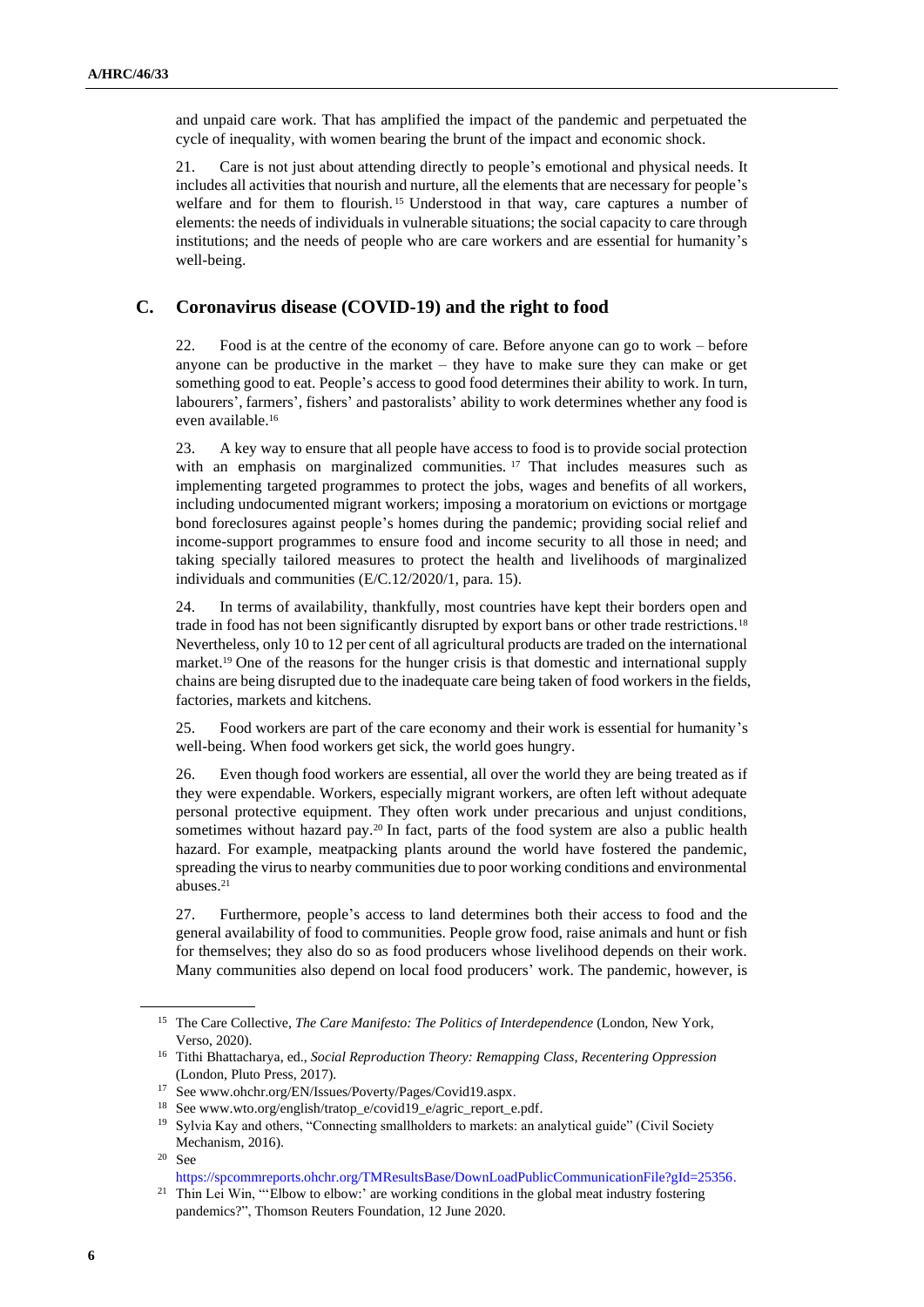and unpaid care work. That has amplified the impact of the pandemic and perpetuated the cycle of inequality, with women bearing the brunt of the impact and economic shock.

21. Care is not just about attending directly to people's emotional and physical needs. It includes all activities that nourish and nurture, all the elements that are necessary for people's welfare and for them to flourish.[15] Understood in that way, care captures a number of elements: the needs of individuals in vulnerable situations; the social capacity to care through institutions; and the needs of people who are care workers and are essential for humanity's well-being.

## C. Coronavirus disease (COVID-19) and the right to food

22. Food is at the centre of the economy of care. Before anyone can go to work – before anyone can be productive in the market – they have to make sure they can make or get something good to eat. People's access to good food determines their ability to work. In turn, labourers', farmers', fishers' and pastoralists' ability to work determines whether any food is even available.[16]

23. A key way to ensure that all people have access to food is to provide social protection with an emphasis on marginalized communities.[17] That includes measures such as implementing targeted programmes to protect the jobs, wages and benefits of all workers, including undocumented migrant workers; imposing a moratorium on evictions or mortgage bond foreclosures against people's homes during the pandemic; providing social relief and income-support programmes to ensure food and income security to all those in need; and taking specially tailored measures to protect the health and livelihoods of marginalized individuals and communities (E/C.12/2020/1, para. 15).

24. In terms of availability, thankfully, most countries have kept their borders open and trade in food has not been significantly disrupted by export bans or other trade restrictions.[18] Nevertheless, only 10 to 12 per cent of all agricultural products are traded on the international market.[19] One of the reasons for the hunger crisis is that domestic and international supply chains are being disrupted due to the inadequate care being taken of food workers in the fields, factories, markets and kitchens.

25. Food workers are part of the care economy and their work is essential for humanity's well-being. When food workers get sick, the world goes hungry.

26. Even though food workers are essential, all over the world they are being treated as if they were expendable. Workers, especially migrant workers, are often left without adequate personal protective equipment. They often work under precarious and unjust conditions, sometimes without hazard pay.[20] In fact, parts of the food system are also a public health hazard. For example, meatpacking plants around the world have fostered the pandemic, spreading the virus to nearby communities due to poor working conditions and environmental abuses.[21]

27. Furthermore, people's access to land determines both their access to food and the general availability of food to communities. People grow food, raise animals and hunt or fish for themselves; they also do so as food producers whose livelihood depends on their work. Many communities also depend on local food producers' work. The pandemic, however, is

---

[15] The Care Collective, *The Care Manifesto: The Politics of Interdependence* (London, New York, Verso, 2020).

[16] Tithi Bhattacharya, ed., *Social Reproduction Theory: Remapping Class, Recentering Oppression* (London, Pluto Press, 2017).

[17] See www.ohchr.org/EN/Issues/Poverty/Pages/Covid19.aspx.

[18] See www.wto.org/english/tratop_e/covid19_e/agric_report_e.pdf.

[19] Sylvia Kay and others, "Connecting smallholders to markets: an analytical guide" (Civil Society Mechanism, 2016).

[20] See https://spcommreports.ohchr.org/TMResultsBase/DownLoadPublicCommunicationFile?gId=25356.

[21] Thin Lei Win, "'Elbow to elbow:' are working conditions in the global meat industry fostering pandemics?", Thomson Reuters Foundation, 12 June 2020.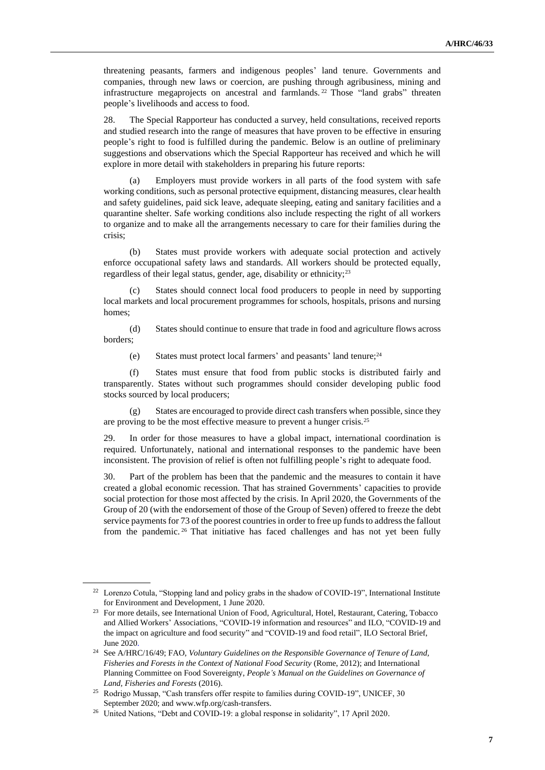threatening peasants, farmers and indigenous peoples' land tenure. Governments and companies, through new laws or coercion, are pushing through agribusiness, mining and infrastructure megaprojects on ancestral and farmlands.[22] Those "land grabs" threaten people's livelihoods and access to food.

28. The Special Rapporteur has conducted a survey, held consultations, received reports and studied research into the range of measures that have proven to be effective in ensuring people's right to food is fulfilled during the pandemic. Below is an outline of preliminary suggestions and observations which the Special Rapporteur has received and which he will explore in more detail with stakeholders in preparing his future reports:

(a) Employers must provide workers in all parts of the food system with safe working conditions, such as personal protective equipment, distancing measures, clear health and safety guidelines, paid sick leave, adequate sleeping, eating and sanitary facilities and a quarantine shelter. Safe working conditions also include respecting the right of all workers to organize and to make all the arrangements necessary to care for their families during the crisis;

(b) States must provide workers with adequate social protection and actively enforce occupational safety laws and standards. All workers should be protected equally, regardless of their legal status, gender, age, disability or ethnicity;[23]

(c) States should connect local food producers to people in need by supporting local markets and local procurement programmes for schools, hospitals, prisons and nursing homes;

(d) States should continue to ensure that trade in food and agriculture flows across borders;

(e) States must protect local farmers' and peasants' land tenure;[24]

(f) States must ensure that food from public stocks is distributed fairly and transparently. States without such programmes should consider developing public food stocks sourced by local producers;

(g) States are encouraged to provide direct cash transfers when possible, since they are proving to be the most effective measure to prevent a hunger crisis.[25]

29. In order for those measures to have a global impact, international coordination is required. Unfortunately, national and international responses to the pandemic have been inconsistent. The provision of relief is often not fulfilling people's right to adequate food.

30. Part of the problem has been that the pandemic and the measures to contain it have created a global economic recession. That has strained Governments' capacities to provide social protection for those most affected by the crisis. In April 2020, the Governments of the Group of 20 (with the endorsement of those of the Group of Seven) offered to freeze the debt service payments for 73 of the poorest countries in order to free up funds to address the fallout from the pandemic.[26] That initiative has faced challenges and has not yet been fully

---

[22] Lorenzo Cotula, "Stopping land and policy grabs in the shadow of COVID-19", International Institute for Environment and Development, 1 June 2020.

[23] For more details, see International Union of Food, Agricultural, Hotel, Restaurant, Catering, Tobacco and Allied Workers' Associations, "COVID-19 information and resources" and ILO, "COVID-19 and the impact on agriculture and food security" and "COVID-19 and food retail", ILO Sectoral Brief, June 2020.

[24] See A/HRC/16/49; FAO, *Voluntary Guidelines on the Responsible Governance of Tenure of Land, Fisheries and Forests in the Context of National Food Security* (Rome, 2012); and International Planning Committee on Food Sovereignty, *People's Manual on the Guidelines on Governance of Land, Fisheries and Forests* (2016).

[25] Rodrigo Mussap, "Cash transfers offer respite to families during COVID-19", UNICEF, 30 September 2020; and www.wfp.org/cash-transfers.

[26] United Nations, "Debt and COVID-19: a global response in solidarity", 17 April 2020.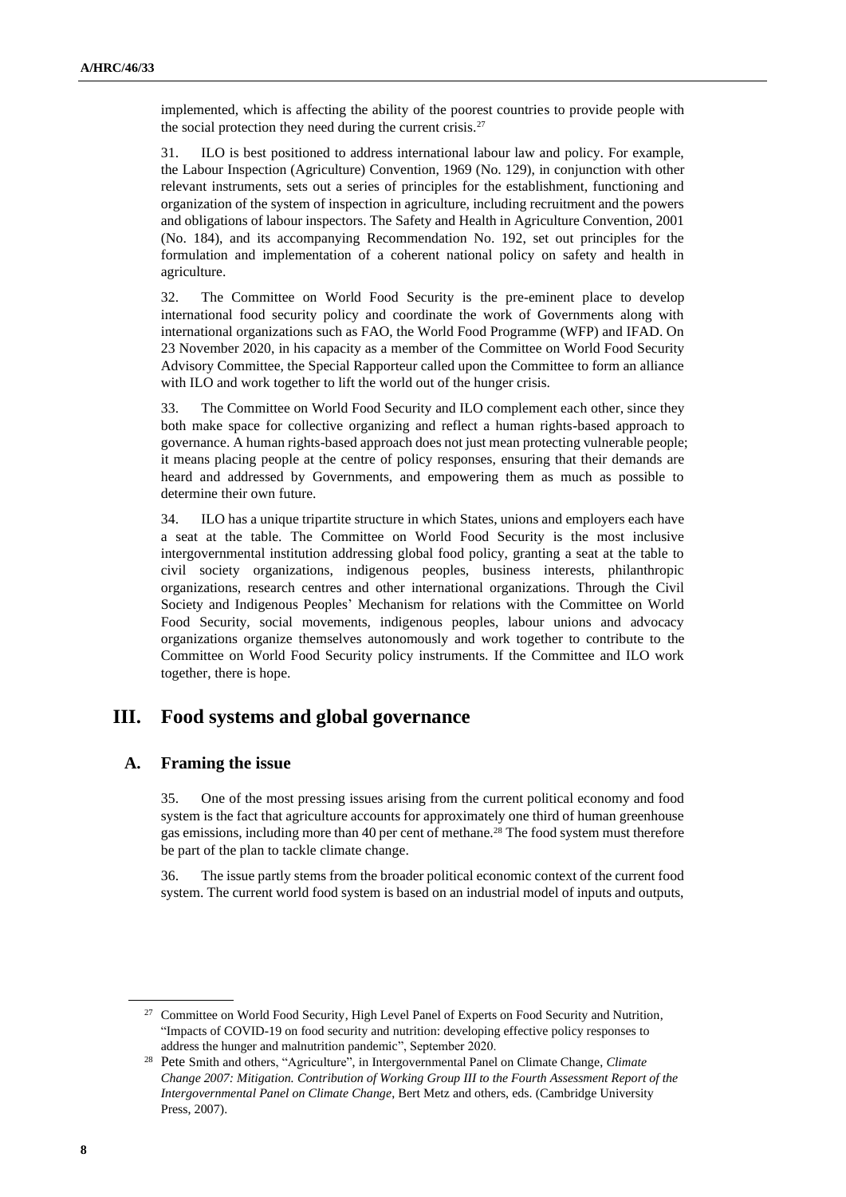implemented, which is affecting the ability of the poorest countries to provide people with the social protection they need during the current crisis.[27]

31. ILO is best positioned to address international labour law and policy. For example, the Labour Inspection (Agriculture) Convention, 1969 (No. 129), in conjunction with other relevant instruments, sets out a series of principles for the establishment, functioning and organization of the system of inspection in agriculture, including recruitment and the powers and obligations of labour inspectors. The Safety and Health in Agriculture Convention, 2001 (No. 184), and its accompanying Recommendation No. 192, set out principles for the formulation and implementation of a coherent national policy on safety and health in agriculture.

32. The Committee on World Food Security is the pre-eminent place to develop international food security policy and coordinate the work of Governments along with international organizations such as FAO, the World Food Programme (WFP) and IFAD. On 23 November 2020, in his capacity as a member of the Committee on World Food Security Advisory Committee, the Special Rapporteur called upon the Committee to form an alliance with ILO and work together to lift the world out of the hunger crisis.

33. The Committee on World Food Security and ILO complement each other, since they both make space for collective organizing and reflect a human rights-based approach to governance. A human rights-based approach does not just mean protecting vulnerable people; it means placing people at the centre of policy responses, ensuring that their demands are heard and addressed by Governments, and empowering them as much as possible to determine their own future.

34. ILO has a unique tripartite structure in which States, unions and employers each have a seat at the table. The Committee on World Food Security is the most inclusive intergovernmental institution addressing global food policy, granting a seat at the table to civil society organizations, indigenous peoples, business interests, philanthropic organizations, research centres and other international organizations. Through the Civil Society and Indigenous Peoples' Mechanism for relations with the Committee on World Food Security, social movements, indigenous peoples, labour unions and advocacy organizations organize themselves autonomously and work together to contribute to the Committee on World Food Security policy instruments. If the Committee and ILO work together, there is hope.

# III. Food systems and global governance

## A. Framing the issue

35. One of the most pressing issues arising from the current political economy and food system is the fact that agriculture accounts for approximately one third of human greenhouse gas emissions, including more than 40 per cent of methane.[28] The food system must therefore be part of the plan to tackle climate change.

36. The issue partly stems from the broader political economic context of the current food system. The current world food system is based on an industrial model of inputs and outputs,

---

[27] Committee on World Food Security, High Level Panel of Experts on Food Security and Nutrition, "Impacts of COVID-19 on food security and nutrition: developing effective policy responses to address the hunger and malnutrition pandemic", September 2020.

[28] Pete Smith and others, "Agriculture", in Intergovernmental Panel on Climate Change, *Climate Change 2007: Mitigation. Contribution of Working Group III to the Fourth Assessment Report of the Intergovernmental Panel on Climate Change*, Bert Metz and others, eds. (Cambridge University Press, 2007).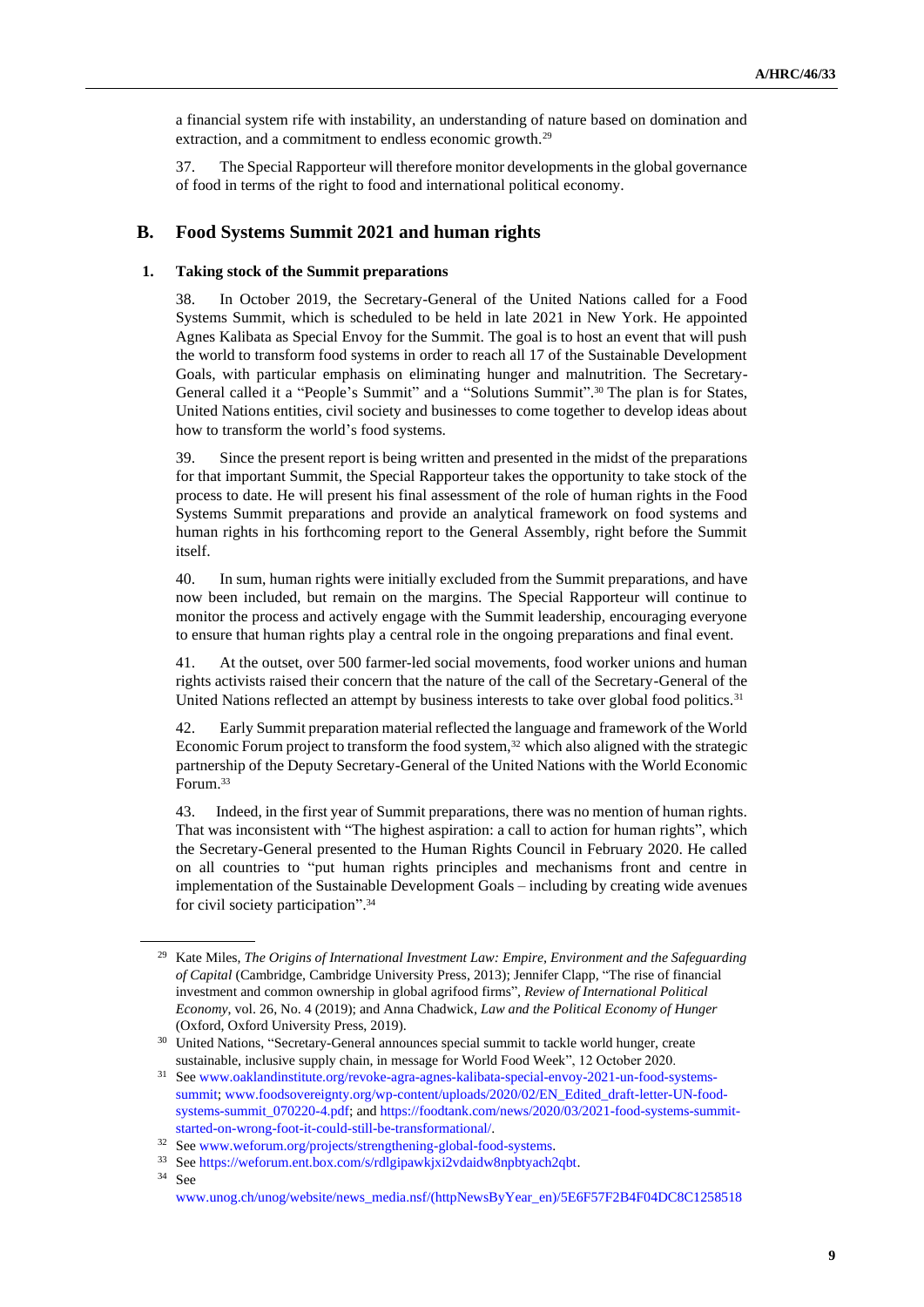a financial system rife with instability, an understanding of nature based on domination and extraction, and a commitment to endless economic growth.[29]

37. The Special Rapporteur will therefore monitor developments in the global governance of food in terms of the right to food and international political economy.

## B. Food Systems Summit 2021 and human rights

### 1. Taking stock of the Summit preparations

38. In October 2019, the Secretary-General of the United Nations called for a Food Systems Summit, which is scheduled to be held in late 2021 in New York. He appointed Agnes Kalibata as Special Envoy for the Summit. The goal is to host an event that will push the world to transform food systems in order to reach all 17 of the Sustainable Development Goals, with particular emphasis on eliminating hunger and malnutrition. The Secretary-General called it a "People's Summit" and a "Solutions Summit".[30] The plan is for States, United Nations entities, civil society and businesses to come together to develop ideas about how to transform the world's food systems.

39. Since the present report is being written and presented in the midst of the preparations for that important Summit, the Special Rapporteur takes the opportunity to take stock of the process to date. He will present his final assessment of the role of human rights in the Food Systems Summit preparations and provide an analytical framework on food systems and human rights in his forthcoming report to the General Assembly, right before the Summit itself.

40. In sum, human rights were initially excluded from the Summit preparations, and have now been included, but remain on the margins. The Special Rapporteur will continue to monitor the process and actively engage with the Summit leadership, encouraging everyone to ensure that human rights play a central role in the ongoing preparations and final event.

41. At the outset, over 500 farmer-led social movements, food worker unions and human rights activists raised their concern that the nature of the call of the Secretary-General of the United Nations reflected an attempt by business interests to take over global food politics.[31]

42. Early Summit preparation material reflected the language and framework of the World Economic Forum project to transform the food system,[32] which also aligned with the strategic partnership of the Deputy Secretary-General of the United Nations with the World Economic Forum.[33]

43. Indeed, in the first year of Summit preparations, there was no mention of human rights. That was inconsistent with "The highest aspiration: a call to action for human rights", which the Secretary-General presented to the Human Rights Council in February 2020. He called on all countries to "put human rights principles and mechanisms front and centre in implementation of the Sustainable Development Goals – including by creating wide avenues for civil society participation".[34]

---

[29] Kate Miles, *The Origins of International Investment Law: Empire, Environment and the Safeguarding of Capital* (Cambridge, Cambridge University Press, 2013); Jennifer Clapp, "The rise of financial investment and common ownership in global agrifood firms", *Review of International Political Economy*, vol. 26, No. 4 (2019); and Anna Chadwick, *Law and the Political Economy of Hunger* (Oxford, Oxford University Press, 2019).

[30] United Nations, "Secretary-General announces special summit to tackle world hunger, create sustainable, inclusive supply chain, in message for World Food Week", 12 October 2020.

[31] See www.oaklandinstitute.org/revoke-agra-agnes-kalibata-special-envoy-2021-un-food-systems-summit; www.foodsovereignty.org/wp-content/uploads/2020/02/EN_Edited_draft-letter-UN-food-systems-summit_070220-4.pdf; and https://foodtank.com/news/2020/03/2021-food-systems-summit-started-on-wrong-foot-it-could-still-be-transformational/.

[32] See www.weforum.org/projects/strengthening-global-food-systems.

[33] See https://weforum.ent.box.com/s/rdlgipawkjxi2vdaidw8npbtyach2qbt.

[34] See www.unog.ch/unog/website/news_media.nsf/(httpNewsByYear_en)/5E6F57F2B4F04DC8C1258518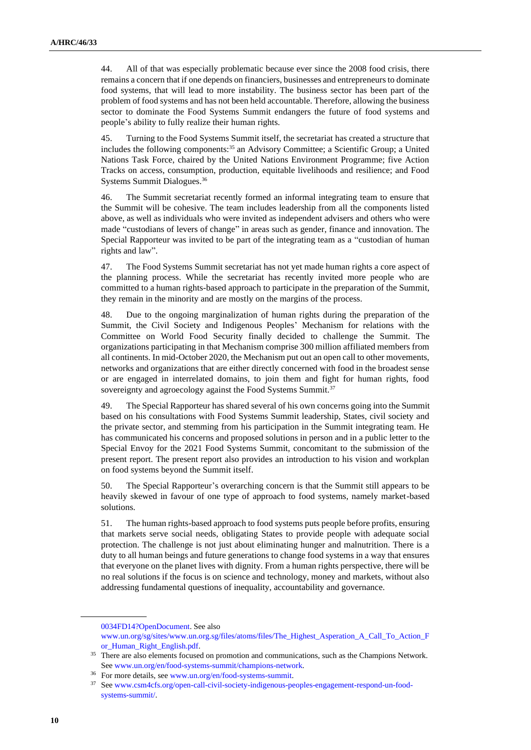44. All of that was especially problematic because ever since the 2008 food crisis, there remains a concern that if one depends on financiers, businesses and entrepreneurs to dominate food systems, that will lead to more instability. The business sector has been part of the problem of food systems and has not been held accountable. Therefore, allowing the business sector to dominate the Food Systems Summit endangers the future of food systems and people's ability to fully realize their human rights.

45. Turning to the Food Systems Summit itself, the secretariat has created a structure that includes the following components:[35] an Advisory Committee; a Scientific Group; a United Nations Task Force, chaired by the United Nations Environment Programme; five Action Tracks on access, consumption, production, equitable livelihoods and resilience; and Food Systems Summit Dialogues.[36]

46. The Summit secretariat recently formed an informal integrating team to ensure that the Summit will be cohesive. The team includes leadership from all the components listed above, as well as individuals who were invited as independent advisers and others who were made "custodians of levers of change" in areas such as gender, finance and innovation. The Special Rapporteur was invited to be part of the integrating team as a "custodian of human rights and law".

47. The Food Systems Summit secretariat has not yet made human rights a core aspect of the planning process. While the secretariat has recently invited more people who are committed to a human rights-based approach to participate in the preparation of the Summit, they remain in the minority and are mostly on the margins of the process.

48. Due to the ongoing marginalization of human rights during the preparation of the Summit, the Civil Society and Indigenous Peoples' Mechanism for relations with the Committee on World Food Security finally decided to challenge the Summit. The organizations participating in that Mechanism comprise 300 million affiliated members from all continents. In mid-October 2020, the Mechanism put out an open call to other movements, networks and organizations that are either directly concerned with food in the broadest sense or are engaged in interrelated domains, to join them and fight for human rights, food sovereignty and agroecology against the Food Systems Summit.[37]

49. The Special Rapporteur has shared several of his own concerns going into the Summit based on his consultations with Food Systems Summit leadership, States, civil society and the private sector, and stemming from his participation in the Summit integrating team. He has communicated his concerns and proposed solutions in person and in a public letter to the Special Envoy for the 2021 Food Systems Summit, concomitant to the submission of the present report. The present report also provides an introduction to his vision and workplan on food systems beyond the Summit itself.

50. The Special Rapporteur's overarching concern is that the Summit still appears to be heavily skewed in favour of one type of approach to food systems, namely market-based solutions.

51. The human rights-based approach to food systems puts people before profits, ensuring that markets serve social needs, obligating States to provide people with adequate social protection. The challenge is not just about eliminating hunger and malnutrition. There is a duty to all human beings and future generations to change food systems in a way that ensures that everyone on the planet lives with dignity. From a human rights perspective, there will be no real solutions if the focus is on science and technology, money and markets, without also addressing fundamental questions of inequality, accountability and governance.

---

0034FD14?OpenDocument. See also www.un.org/sg/sites/www.un.org.sg/files/atoms/files/The_Highest_Asperation_A_Call_To_Action_For_Human_Right_English.pdf.

[35] There are also elements focused on promotion and communications, such as the Champions Network. See www.un.org/en/food-systems-summit/champions-network.

[36] For more details, see www.un.org/en/food-systems-summit.

[37] See www.csm4cfs.org/open-call-civil-society-indigenous-peoples-engagement-respond-un-food-systems-summit/.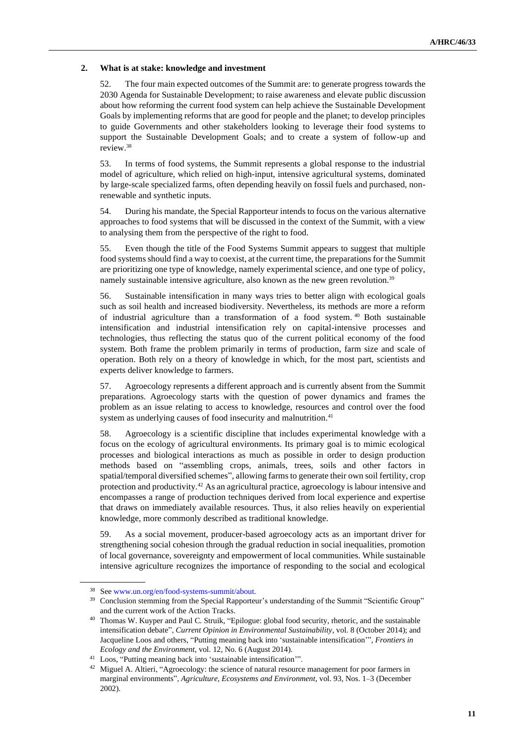### 2. What is at stake: knowledge and investment

52. The four main expected outcomes of the Summit are: to generate progress towards the 2030 Agenda for Sustainable Development; to raise awareness and elevate public discussion about how reforming the current food system can help achieve the Sustainable Development Goals by implementing reforms that are good for people and the planet; to develop principles to guide Governments and other stakeholders looking to leverage their food systems to support the Sustainable Development Goals; and to create a system of follow-up and review.[38]

53. In terms of food systems, the Summit represents a global response to the industrial model of agriculture, which relied on high-input, intensive agricultural systems, dominated by large-scale specialized farms, often depending heavily on fossil fuels and purchased, non-renewable and synthetic inputs.

54. During his mandate, the Special Rapporteur intends to focus on the various alternative approaches to food systems that will be discussed in the context of the Summit, with a view to analysing them from the perspective of the right to food.

55. Even though the title of the Food Systems Summit appears to suggest that multiple food systems should find a way to coexist, at the current time, the preparations for the Summit are prioritizing one type of knowledge, namely experimental science, and one type of policy, namely sustainable intensive agriculture, also known as the new green revolution.[39]

56. Sustainable intensification in many ways tries to better align with ecological goals such as soil health and increased biodiversity. Nevertheless, its methods are more a reform of industrial agriculture than a transformation of a food system.[40] Both sustainable intensification and industrial intensification rely on capital-intensive processes and technologies, thus reflecting the status quo of the current political economy of the food system. Both frame the problem primarily in terms of production, farm size and scale of operation. Both rely on a theory of knowledge in which, for the most part, scientists and experts deliver knowledge to farmers.

57. Agroecology represents a different approach and is currently absent from the Summit preparations. Agroecology starts with the question of power dynamics and frames the problem as an issue relating to access to knowledge, resources and control over the food system as underlying causes of food insecurity and malnutrition.[41]

58. Agroecology is a scientific discipline that includes experimental knowledge with a focus on the ecology of agricultural environments. Its primary goal is to mimic ecological processes and biological interactions as much as possible in order to design production methods based on "assembling crops, animals, trees, soils and other factors in spatial/temporal diversified schemes", allowing farms to generate their own soil fertility, crop protection and productivity.[42] As an agricultural practice, agroecology is labour intensive and encompasses a range of production techniques derived from local experience and expertise that draws on immediately available resources. Thus, it also relies heavily on experiential knowledge, more commonly described as traditional knowledge.

59. As a social movement, producer-based agroecology acts as an important driver for strengthening social cohesion through the gradual reduction in social inequalities, promotion of local governance, sovereignty and empowerment of local communities. While sustainable intensive agriculture recognizes the importance of responding to the social and ecological

---

[38] See www.un.org/en/food-systems-summit/about.

[39] Conclusion stemming from the Special Rapporteur's understanding of the Summit "Scientific Group" and the current work of the Action Tracks.

[40] Thomas W. Kuyper and Paul C. Struik, "Epilogue: global food security, rhetoric, and the sustainable intensification debate", *Current Opinion in Environmental Sustainability*, vol. 8 (October 2014); and Jacqueline Loos and others, "Putting meaning back into 'sustainable intensification'", *Frontiers in Ecology and the Environment*, vol. 12, No. 6 (August 2014).

[41] Loos, "Putting meaning back into 'sustainable intensification'".

[42] Miguel A. Altieri, "Agroecology: the science of natural resource management for poor farmers in marginal environments", *Agriculture, Ecosystems and Environment*, vol. 93, Nos. 1–3 (December 2002).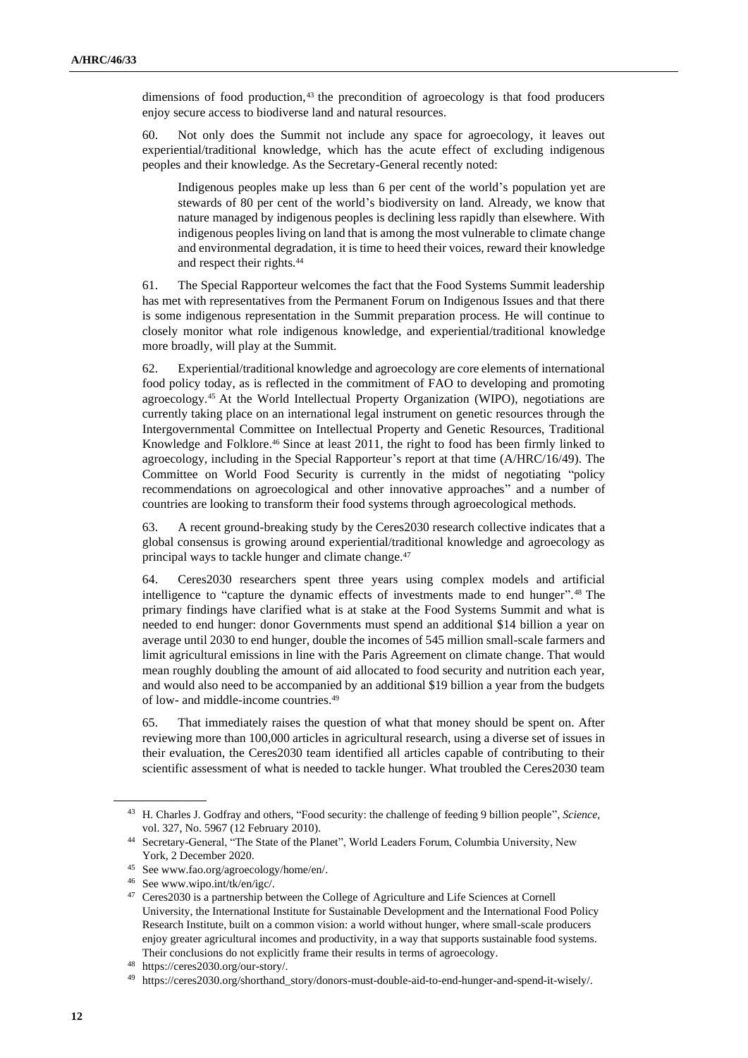dimensions of food production,[43] the precondition of agroecology is that food producers enjoy secure access to biodiverse land and natural resources.

60. Not only does the Summit not include any space for agroecology, it leaves out experiential/traditional knowledge, which has the acute effect of excluding indigenous peoples and their knowledge. As the Secretary-General recently noted:

> Indigenous peoples make up less than 6 per cent of the world's population yet are stewards of 80 per cent of the world's biodiversity on land. Already, we know that nature managed by indigenous peoples is declining less rapidly than elsewhere. With indigenous peoples living on land that is among the most vulnerable to climate change and environmental degradation, it is time to heed their voices, reward their knowledge and respect their rights.[44]

61. The Special Rapporteur welcomes the fact that the Food Systems Summit leadership has met with representatives from the Permanent Forum on Indigenous Issues and that there is some indigenous representation in the Summit preparation process. He will continue to closely monitor what role indigenous knowledge, and experiential/traditional knowledge more broadly, will play at the Summit.

62. Experiential/traditional knowledge and agroecology are core elements of international food policy today, as is reflected in the commitment of FAO to developing and promoting agroecology.[45] At the World Intellectual Property Organization (WIPO), negotiations are currently taking place on an international legal instrument on genetic resources through the Intergovernmental Committee on Intellectual Property and Genetic Resources, Traditional Knowledge and Folklore.[46] Since at least 2011, the right to food has been firmly linked to agroecology, including in the Special Rapporteur's report at that time (A/HRC/16/49). The Committee on World Food Security is currently in the midst of negotiating "policy recommendations on agroecological and other innovative approaches" and a number of countries are looking to transform their food systems through agroecological methods.

63. A recent ground-breaking study by the Ceres2030 research collective indicates that a global consensus is growing around experiential/traditional knowledge and agroecology as principal ways to tackle hunger and climate change.[47]

64. Ceres2030 researchers spent three years using complex models and artificial intelligence to "capture the dynamic effects of investments made to end hunger".[48] The primary findings have clarified what is at stake at the Food Systems Summit and what is needed to end hunger: donor Governments must spend an additional \$14 billion a year on average until 2030 to end hunger, double the incomes of 545 million small-scale farmers and limit agricultural emissions in line with the Paris Agreement on climate change. That would mean roughly doubling the amount of aid allocated to food security and nutrition each year, and would also need to be accompanied by an additional \$19 billion a year from the budgets of low- and middle-income countries.[49]

65. That immediately raises the question of what that money should be spent on. After reviewing more than 100,000 articles in agricultural research, using a diverse set of issues in their evaluation, the Ceres2030 team identified all articles capable of contributing to their scientific assessment of what is needed to tackle hunger. What troubled the Ceres2030 team

---

[43] H. Charles J. Godfray and others, "Food security: the challenge of feeding 9 billion people", *Science*, vol. 327, No. 5967 (12 February 2010).

[44] Secretary-General, "The State of the Planet", World Leaders Forum, Columbia University, New York, 2 December 2020.

[45] See www.fao.org/agroecology/home/en/.

[46] See www.wipo.int/tk/en/igc/.

[47] Ceres2030 is a partnership between the College of Agriculture and Life Sciences at Cornell University, the International Institute for Sustainable Development and the International Food Policy Research Institute, built on a common vision: a world without hunger, where small-scale producers enjoy greater agricultural incomes and productivity, in a way that supports sustainable food systems. Their conclusions do not explicitly frame their results in terms of agroecology.

[48] https://ceres2030.org/our-story/.

[49] https://ceres2030.org/shorthand_story/donors-must-double-aid-to-end-hunger-and-spend-it-wisely/.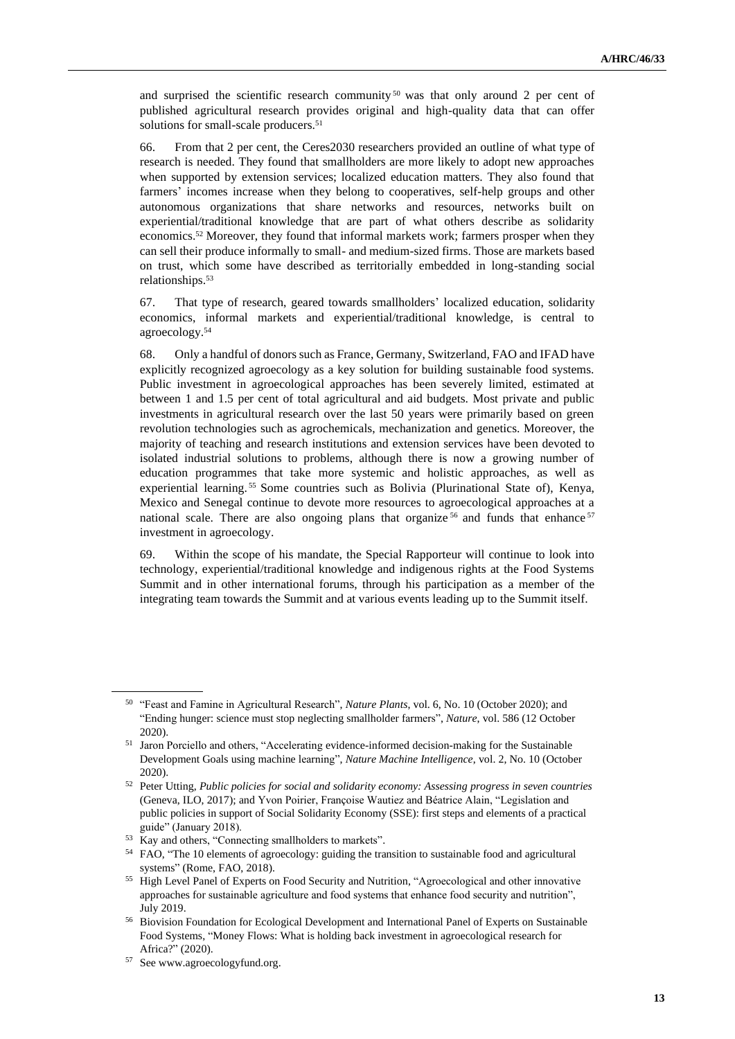and surprised the scientific research community[50] was that only around 2 per cent of published agricultural research provides original and high-quality data that can offer solutions for small-scale producers.[51]

66. From that 2 per cent, the Ceres2030 researchers provided an outline of what type of research is needed. They found that smallholders are more likely to adopt new approaches when supported by extension services; localized education matters. They also found that farmers' incomes increase when they belong to cooperatives, self-help groups and other autonomous organizations that share networks and resources, networks built on experiential/traditional knowledge that are part of what others describe as solidarity economics.[52] Moreover, they found that informal markets work; farmers prosper when they can sell their produce informally to small- and medium-sized firms. Those are markets based on trust, which some have described as territorially embedded in long-standing social relationships.[53]

67. That type of research, geared towards smallholders' localized education, solidarity economics, informal markets and experiential/traditional knowledge, is central to agroecology.[54]

68. Only a handful of donors such as France, Germany, Switzerland, FAO and IFAD have explicitly recognized agroecology as a key solution for building sustainable food systems. Public investment in agroecological approaches has been severely limited, estimated at between 1 and 1.5 per cent of total agricultural and aid budgets. Most private and public investments in agricultural research over the last 50 years were primarily based on green revolution technologies such as agrochemicals, mechanization and genetics. Moreover, the majority of teaching and research institutions and extension services have been devoted to isolated industrial solutions to problems, although there is now a growing number of education programmes that take more systemic and holistic approaches, as well as experiential learning.[55] Some countries such as Bolivia (Plurinational State of), Kenya, Mexico and Senegal continue to devote more resources to agroecological approaches at a national scale. There are also ongoing plans that organize[56] and funds that enhance[57] investment in agroecology.

69. Within the scope of his mandate, the Special Rapporteur will continue to look into technology, experiential/traditional knowledge and indigenous rights at the Food Systems Summit and in other international forums, through his participation as a member of the integrating team towards the Summit and at various events leading up to the Summit itself.

---

[50] "Feast and Famine in Agricultural Research", *Nature Plants*, vol. 6, No. 10 (October 2020); and "Ending hunger: science must stop neglecting smallholder farmers", *Nature*, vol. 586 (12 October 2020).

[51] Jaron Porciello and others, "Accelerating evidence-informed decision-making for the Sustainable Development Goals using machine learning", *Nature Machine Intelligence*, vol. 2, No. 10 (October 2020).

[52] Peter Utting, *Public policies for social and solidarity economy: Assessing progress in seven countries* (Geneva, ILO, 2017); and Yvon Poirier, Françoise Wautiez and Béatrice Alain, "Legislation and public policies in support of Social Solidarity Economy (SSE): first steps and elements of a practical guide" (January 2018).

[53] Kay and others, "Connecting smallholders to markets".

[54] FAO, "The 10 elements of agroecology: guiding the transition to sustainable food and agricultural systems" (Rome, FAO, 2018).

[55] High Level Panel of Experts on Food Security and Nutrition, "Agroecological and other innovative approaches for sustainable agriculture and food systems that enhance food security and nutrition", July 2019.

[56] Biovision Foundation for Ecological Development and International Panel of Experts on Sustainable Food Systems, "Money Flows: What is holding back investment in agroecological research for Africa?" (2020).

[57] See www.agroecologyfund.org.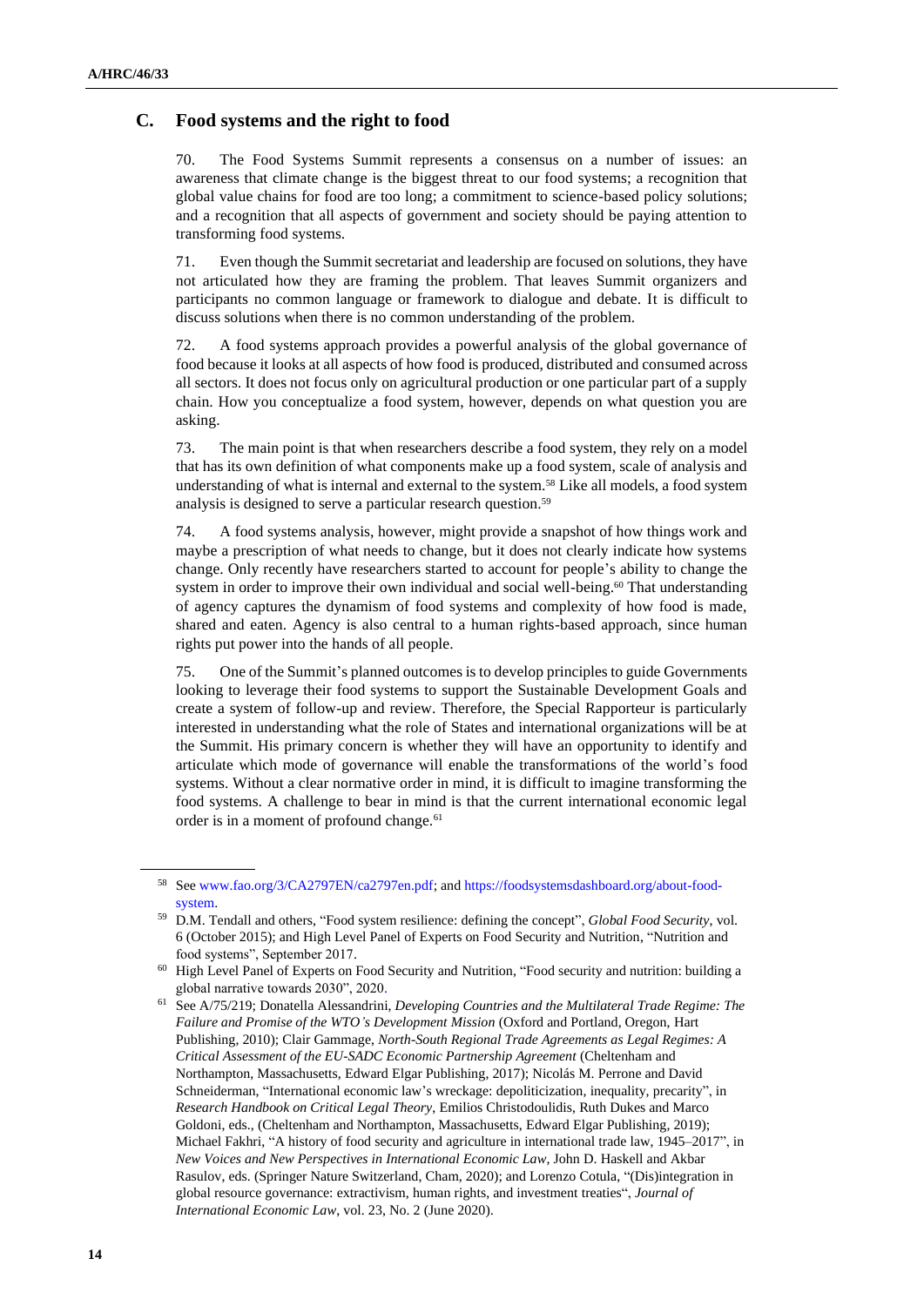## C. Food systems and the right to food

70. The Food Systems Summit represents a consensus on a number of issues: an awareness that climate change is the biggest threat to our food systems; a recognition that global value chains for food are too long; a commitment to science-based policy solutions; and a recognition that all aspects of government and society should be paying attention to transforming food systems.

71. Even though the Summit secretariat and leadership are focused on solutions, they have not articulated how they are framing the problem. That leaves Summit organizers and participants no common language or framework to dialogue and debate. It is difficult to discuss solutions when there is no common understanding of the problem.

72. A food systems approach provides a powerful analysis of the global governance of food because it looks at all aspects of how food is produced, distributed and consumed across all sectors. It does not focus only on agricultural production or one particular part of a supply chain. How you conceptualize a food system, however, depends on what question you are asking.

73. The main point is that when researchers describe a food system, they rely on a model that has its own definition of what components make up a food system, scale of analysis and understanding of what is internal and external to the system.[58] Like all models, a food system analysis is designed to serve a particular research question.[59]

74. A food systems analysis, however, might provide a snapshot of how things work and maybe a prescription of what needs to change, but it does not clearly indicate how systems change. Only recently have researchers started to account for people's ability to change the system in order to improve their own individual and social well-being.[60] That understanding of agency captures the dynamism of food systems and complexity of how food is made, shared and eaten. Agency is also central to a human rights-based approach, since human rights put power into the hands of all people.

75. One of the Summit's planned outcomes is to develop principles to guide Governments looking to leverage their food systems to support the Sustainable Development Goals and create a system of follow-up and review. Therefore, the Special Rapporteur is particularly interested in understanding what the role of States and international organizations will be at the Summit. His primary concern is whether they will have an opportunity to identify and articulate which mode of governance will enable the transformations of the world's food systems. Without a clear normative order in mind, it is difficult to imagine transforming the food systems. A challenge to bear in mind is that the current international economic legal order is in a moment of profound change.[61]

---

[58] See www.fao.org/3/CA2797EN/ca2797en.pdf; and https://foodsystemsdashboard.org/about-food-system.

[59] D.M. Tendall and others, "Food system resilience: defining the concept", *Global Food Security*, vol. 6 (October 2015); and High Level Panel of Experts on Food Security and Nutrition, "Nutrition and food systems", September 2017.

[60] High Level Panel of Experts on Food Security and Nutrition, "Food security and nutrition: building a global narrative towards 2030", 2020.

[61] See A/75/219; Donatella Alessandrini, *Developing Countries and the Multilateral Trade Regime: The Failure and Promise of the WTO's Development Mission* (Oxford and Portland, Oregon, Hart Publishing, 2010); Clair Gammage, *North-South Regional Trade Agreements as Legal Regimes: A Critical Assessment of the EU-SADC Economic Partnership Agreement* (Cheltenham and Northampton, Massachusetts, Edward Elgar Publishing, 2017); Nicolás M. Perrone and David Schneiderman, "International economic law's wreckage: depoliticization, inequality, precarity", in *Research Handbook on Critical Legal Theory*, Emilios Christodoulidis, Ruth Dukes and Marco Goldoni, eds., (Cheltenham and Northampton, Massachusetts, Edward Elgar Publishing, 2019); Michael Fakhri, "A history of food security and agriculture in international trade law, 1945–2017", in *New Voices and New Perspectives in International Economic Law*, John D. Haskell and Akbar Rasulov, eds. (Springer Nature Switzerland, Cham, 2020); and Lorenzo Cotula, "(Dis)integration in global resource governance: extractivism, human rights, and investment treaties", *Journal of International Economic Law*, vol. 23, No. 2 (June 2020).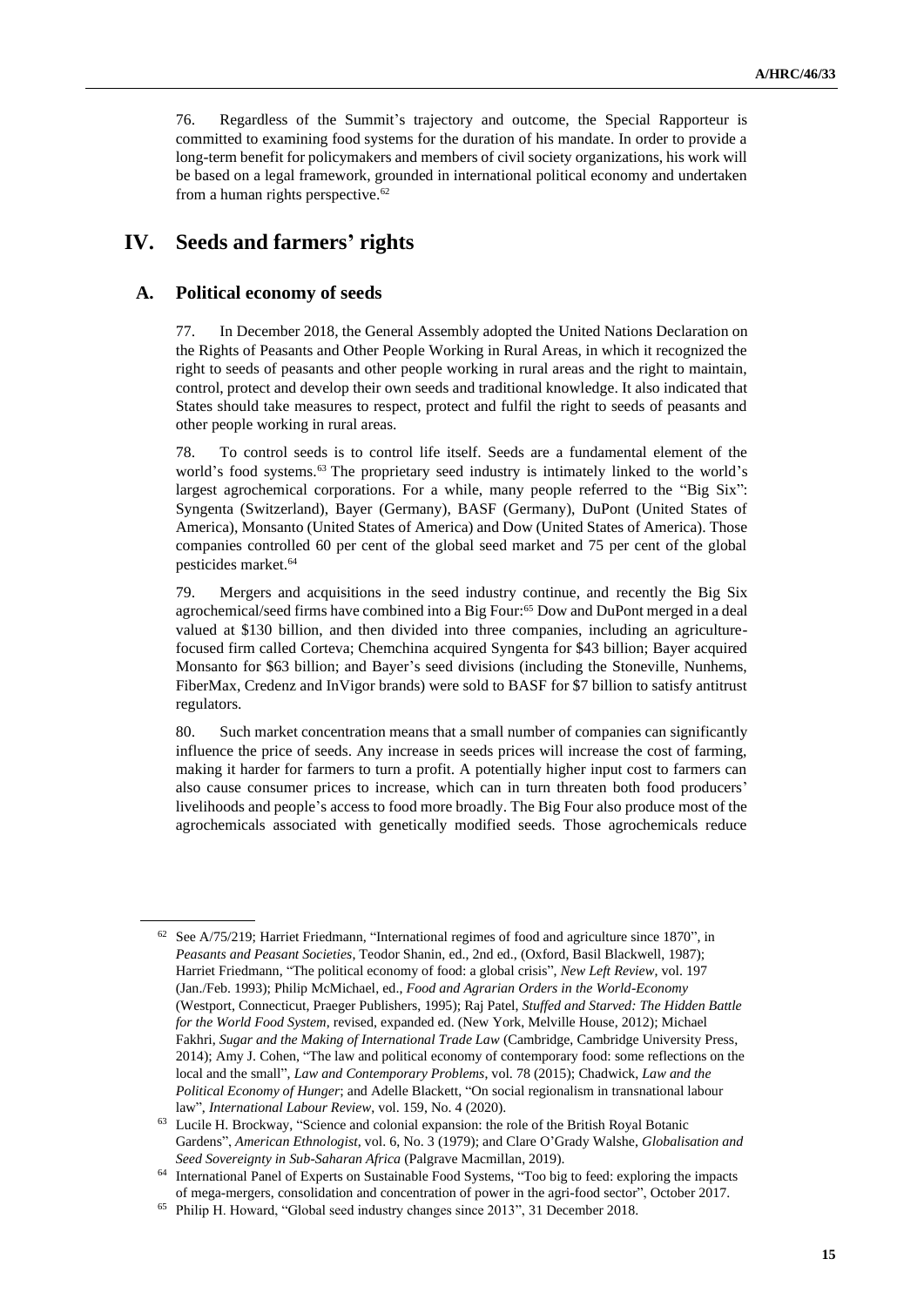76. Regardless of the Summit's trajectory and outcome, the Special Rapporteur is committed to examining food systems for the duration of his mandate. In order to provide a long-term benefit for policymakers and members of civil society organizations, his work will be based on a legal framework, grounded in international political economy and undertaken from a human rights perspective.[62]

# IV. Seeds and farmers' rights

## A. Political economy of seeds

77. In December 2018, the General Assembly adopted the United Nations Declaration on the Rights of Peasants and Other People Working in Rural Areas, in which it recognized the right to seeds of peasants and other people working in rural areas and the right to maintain, control, protect and develop their own seeds and traditional knowledge. It also indicated that States should take measures to respect, protect and fulfil the right to seeds of peasants and other people working in rural areas.

78. To control seeds is to control life itself. Seeds are a fundamental element of the world's food systems.[63] The proprietary seed industry is intimately linked to the world's largest agrochemical corporations. For a while, many people referred to the "Big Six": Syngenta (Switzerland), Bayer (Germany), BASF (Germany), DuPont (United States of America), Monsanto (United States of America) and Dow (United States of America). Those companies controlled 60 per cent of the global seed market and 75 per cent of the global pesticides market.[64]

79. Mergers and acquisitions in the seed industry continue, and recently the Big Six agrochemical/seed firms have combined into a Big Four:[65] Dow and DuPont merged in a deal valued at $130 billion, and then divided into three companies, including an agriculture-focused firm called Corteva; Chemchina acquired Syngenta for $43 billion; Bayer acquired Monsanto for $63 billion; and Bayer's seed divisions (including the Stoneville, Nunhems, FiberMax, Credenz and InVigor brands) were sold to BASF for $7 billion to satisfy antitrust regulators.

80. Such market concentration means that a small number of companies can significantly influence the price of seeds. Any increase in seeds prices will increase the cost of farming, making it harder for farmers to turn a profit. A potentially higher input cost to farmers can also cause consumer prices to increase, which can in turn threaten both food producers' livelihoods and people's access to food more broadly. The Big Four also produce most of the agrochemicals associated with genetically modified seeds. Those agrochemicals reduce

---

[62] See A/75/219; Harriet Friedmann, "International regimes of food and agriculture since 1870", in *Peasants and Peasant Societies*, Teodor Shanin, ed., 2nd ed., (Oxford, Basil Blackwell, 1987); Harriet Friedmann, "The political economy of food: a global crisis", *New Left Review*, vol. 197 (Jan./Feb. 1993); Philip McMichael, ed., *Food and Agrarian Orders in the World-Economy* (Westport, Connecticut, Praeger Publishers, 1995); Raj Patel, *Stuffed and Starved: The Hidden Battle for the World Food System*, revised, expanded ed. (New York, Melville House, 2012); Michael Fakhri, *Sugar and the Making of International Trade Law* (Cambridge, Cambridge University Press, 2014); Amy J. Cohen, "The law and political economy of contemporary food: some reflections on the local and the small", *Law and Contemporary Problems*, vol. 78 (2015); Chadwick, *Law and the Political Economy of Hunger*; and Adelle Blackett, "On social regionalism in transnational labour law", *International Labour Review*, vol. 159, No. 4 (2020).

[63] Lucile H. Brockway, "Science and colonial expansion: the role of the British Royal Botanic Gardens", *American Ethnologist*, vol. 6, No. 3 (1979); and Clare O'Grady Walshe, *Globalisation and Seed Sovereignty in Sub-Saharan Africa* (Palgrave Macmillan, 2019).

[64] International Panel of Experts on Sustainable Food Systems, "Too big to feed: exploring the impacts of mega-mergers, consolidation and concentration of power in the agri-food sector", October 2017.

[65] Philip H. Howard, "Global seed industry changes since 2013", 31 December 2018.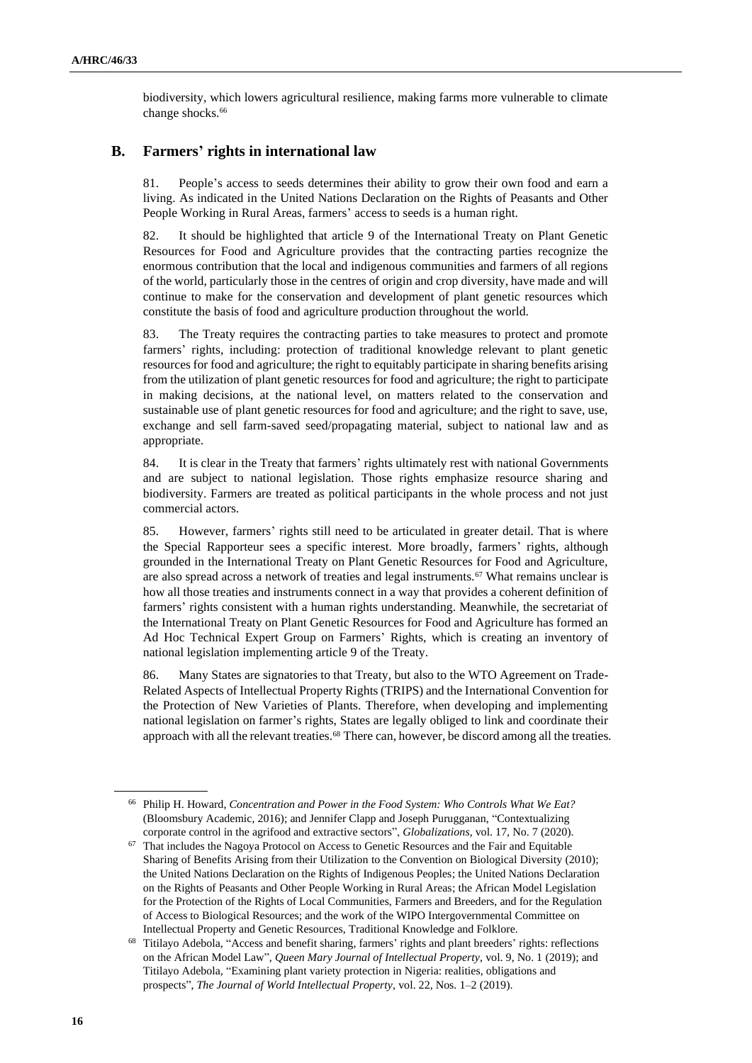biodiversity, which lowers agricultural resilience, making farms more vulnerable to climate change shocks.[66]

## B. Farmers' rights in international law

81. People's access to seeds determines their ability to grow their own food and earn a living. As indicated in the United Nations Declaration on the Rights of Peasants and Other People Working in Rural Areas, farmers' access to seeds is a human right.

82. It should be highlighted that article 9 of the International Treaty on Plant Genetic Resources for Food and Agriculture provides that the contracting parties recognize the enormous contribution that the local and indigenous communities and farmers of all regions of the world, particularly those in the centres of origin and crop diversity, have made and will continue to make for the conservation and development of plant genetic resources which constitute the basis of food and agriculture production throughout the world.

83. The Treaty requires the contracting parties to take measures to protect and promote farmers' rights, including: protection of traditional knowledge relevant to plant genetic resources for food and agriculture; the right to equitably participate in sharing benefits arising from the utilization of plant genetic resources for food and agriculture; the right to participate in making decisions, at the national level, on matters related to the conservation and sustainable use of plant genetic resources for food and agriculture; and the right to save, use, exchange and sell farm-saved seed/propagating material, subject to national law and as appropriate.

84. It is clear in the Treaty that farmers' rights ultimately rest with national Governments and are subject to national legislation. Those rights emphasize resource sharing and biodiversity. Farmers are treated as political participants in the whole process and not just commercial actors.

85. However, farmers' rights still need to be articulated in greater detail. That is where the Special Rapporteur sees a specific interest. More broadly, farmers' rights, although grounded in the International Treaty on Plant Genetic Resources for Food and Agriculture, are also spread across a network of treaties and legal instruments.[67] What remains unclear is how all those treaties and instruments connect in a way that provides a coherent definition of farmers' rights consistent with a human rights understanding. Meanwhile, the secretariat of the International Treaty on Plant Genetic Resources for Food and Agriculture has formed an Ad Hoc Technical Expert Group on Farmers' Rights, which is creating an inventory of national legislation implementing article 9 of the Treaty.

86. Many States are signatories to that Treaty, but also to the WTO Agreement on Trade-Related Aspects of Intellectual Property Rights (TRIPS) and the International Convention for the Protection of New Varieties of Plants. Therefore, when developing and implementing national legislation on farmer's rights, States are legally obliged to link and coordinate their approach with all the relevant treaties.[68] There can, however, be discord among all the treaties.

---

[66] Philip H. Howard, *Concentration and Power in the Food System: Who Controls What We Eat?* (Bloomsbury Academic, 2016); and Jennifer Clapp and Joseph Purugganan, "Contextualizing corporate control in the agrifood and extractive sectors", *Globalizations*, vol. 17, No. 7 (2020).

[67] That includes the Nagoya Protocol on Access to Genetic Resources and the Fair and Equitable Sharing of Benefits Arising from their Utilization to the Convention on Biological Diversity (2010); the United Nations Declaration on the Rights of Indigenous Peoples; the United Nations Declaration on the Rights of Peasants and Other People Working in Rural Areas; the African Model Legislation for the Protection of the Rights of Local Communities, Farmers and Breeders, and for the Regulation of Access to Biological Resources; and the work of the WIPO Intergovernmental Committee on Intellectual Property and Genetic Resources, Traditional Knowledge and Folklore.

[68] Titilayo Adebola, "Access and benefit sharing, farmers' rights and plant breeders' rights: reflections on the African Model Law", *Queen Mary Journal of Intellectual Property*, vol. 9, No. 1 (2019); and Titilayo Adebola, "Examining plant variety protection in Nigeria: realities, obligations and prospects", *The Journal of World Intellectual Property*, vol. 22, Nos. 1–2 (2019).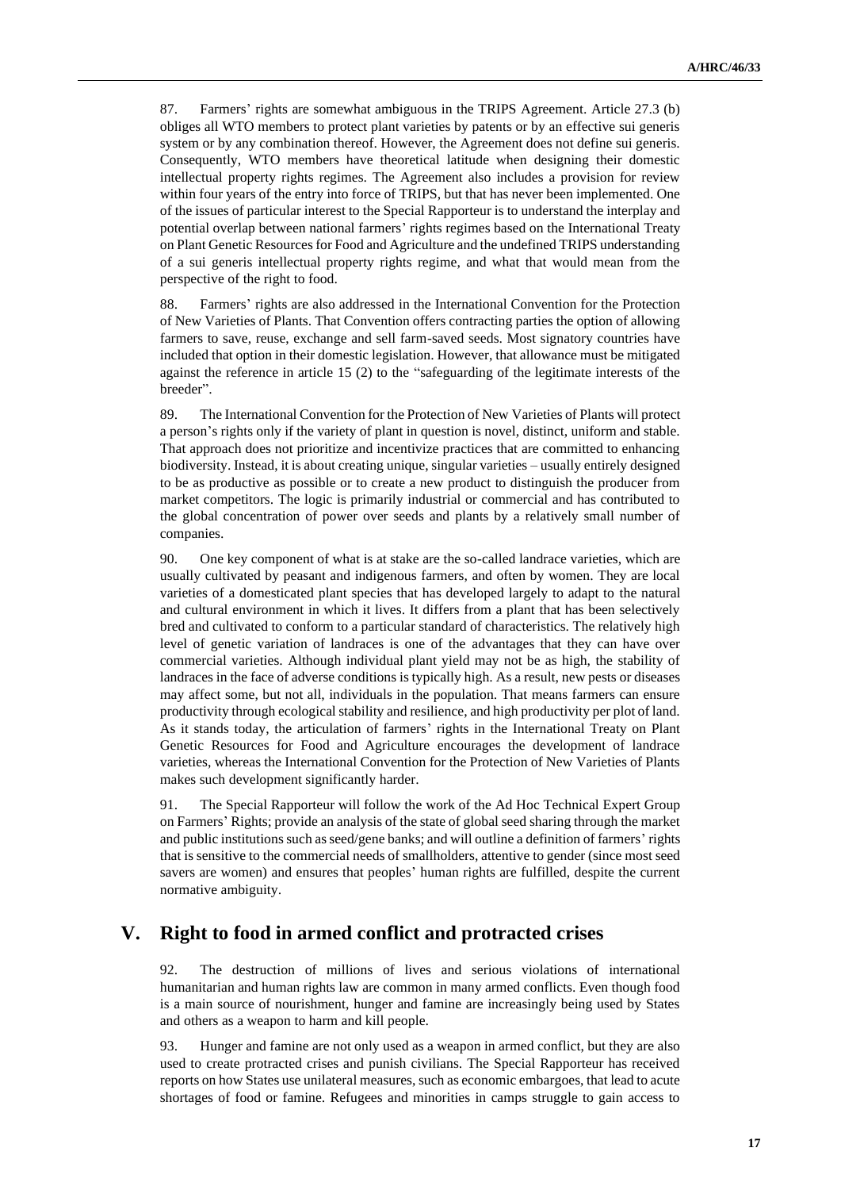87. Farmers' rights are somewhat ambiguous in the TRIPS Agreement. Article 27.3 (b) obliges all WTO members to protect plant varieties by patents or by an effective sui generis system or by any combination thereof. However, the Agreement does not define sui generis. Consequently, WTO members have theoretical latitude when designing their domestic intellectual property rights regimes. The Agreement also includes a provision for review within four years of the entry into force of TRIPS, but that has never been implemented. One of the issues of particular interest to the Special Rapporteur is to understand the interplay and potential overlap between national farmers' rights regimes based on the International Treaty on Plant Genetic Resources for Food and Agriculture and the undefined TRIPS understanding of a sui generis intellectual property rights regime, and what that would mean from the perspective of the right to food.

88. Farmers' rights are also addressed in the International Convention for the Protection of New Varieties of Plants. That Convention offers contracting parties the option of allowing farmers to save, reuse, exchange and sell farm-saved seeds. Most signatory countries have included that option in their domestic legislation. However, that allowance must be mitigated against the reference in article 15 (2) to the "safeguarding of the legitimate interests of the breeder".

89. The International Convention for the Protection of New Varieties of Plants will protect a person's rights only if the variety of plant in question is novel, distinct, uniform and stable. That approach does not prioritize and incentivize practices that are committed to enhancing biodiversity. Instead, it is about creating unique, singular varieties – usually entirely designed to be as productive as possible or to create a new product to distinguish the producer from market competitors. The logic is primarily industrial or commercial and has contributed to the global concentration of power over seeds and plants by a relatively small number of companies.

90. One key component of what is at stake are the so-called landrace varieties, which are usually cultivated by peasant and indigenous farmers, and often by women. They are local varieties of a domesticated plant species that has developed largely to adapt to the natural and cultural environment in which it lives. It differs from a plant that has been selectively bred and cultivated to conform to a particular standard of characteristics. The relatively high level of genetic variation of landraces is one of the advantages that they can have over commercial varieties. Although individual plant yield may not be as high, the stability of landraces in the face of adverse conditions is typically high. As a result, new pests or diseases may affect some, but not all, individuals in the population. That means farmers can ensure productivity through ecological stability and resilience, and high productivity per plot of land. As it stands today, the articulation of farmers' rights in the International Treaty on Plant Genetic Resources for Food and Agriculture encourages the development of landrace varieties, whereas the International Convention for the Protection of New Varieties of Plants makes such development significantly harder.

91. The Special Rapporteur will follow the work of the Ad Hoc Technical Expert Group on Farmers' Rights; provide an analysis of the state of global seed sharing through the market and public institutions such as seed/gene banks; and will outline a definition of farmers' rights that is sensitive to the commercial needs of smallholders, attentive to gender (since most seed savers are women) and ensures that peoples' human rights are fulfilled, despite the current normative ambiguity.

## V. Right to food in armed conflict and protracted crises

92. The destruction of millions of lives and serious violations of international humanitarian and human rights law are common in many armed conflicts. Even though food is a main source of nourishment, hunger and famine are increasingly being used by States and others as a weapon to harm and kill people.

93. Hunger and famine are not only used as a weapon in armed conflict, but they are also used to create protracted crises and punish civilians. The Special Rapporteur has received reports on how States use unilateral measures, such as economic embargoes, that lead to acute shortages of food or famine. Refugees and minorities in camps struggle to gain access to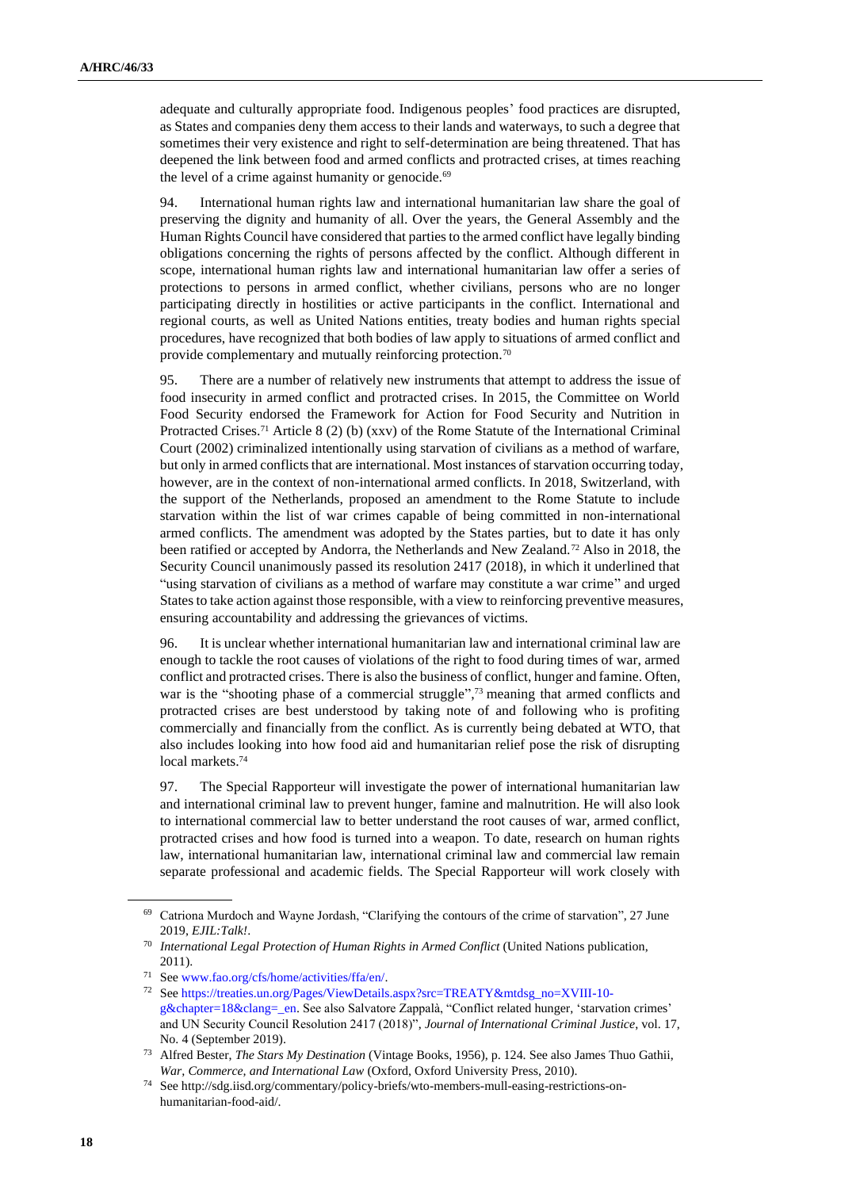adequate and culturally appropriate food. Indigenous peoples' food practices are disrupted, as States and companies deny them access to their lands and waterways, to such a degree that sometimes their very existence and right to self-determination are being threatened. That has deepened the link between food and armed conflicts and protracted crises, at times reaching the level of a crime against humanity or genocide.[69]

94. International human rights law and international humanitarian law share the goal of preserving the dignity and humanity of all. Over the years, the General Assembly and the Human Rights Council have considered that parties to the armed conflict have legally binding obligations concerning the rights of persons affected by the conflict. Although different in scope, international human rights law and international humanitarian law offer a series of protections to persons in armed conflict, whether civilians, persons who are no longer participating directly in hostilities or active participants in the conflict. International and regional courts, as well as United Nations entities, treaty bodies and human rights special procedures, have recognized that both bodies of law apply to situations of armed conflict and provide complementary and mutually reinforcing protection.[70]

95. There are a number of relatively new instruments that attempt to address the issue of food insecurity in armed conflict and protracted crises. In 2015, the Committee on World Food Security endorsed the Framework for Action for Food Security and Nutrition in Protracted Crises.[71] Article 8 (2) (b) (xxv) of the Rome Statute of the International Criminal Court (2002) criminalized intentionally using starvation of civilians as a method of warfare, but only in armed conflicts that are international. Most instances of starvation occurring today, however, are in the context of non-international armed conflicts. In 2018, Switzerland, with the support of the Netherlands, proposed an amendment to the Rome Statute to include starvation within the list of war crimes capable of being committed in non-international armed conflicts. The amendment was adopted by the States parties, but to date it has only been ratified or accepted by Andorra, the Netherlands and New Zealand.[72] Also in 2018, the Security Council unanimously passed its resolution 2417 (2018), in which it underlined that "using starvation of civilians as a method of warfare may constitute a war crime" and urged States to take action against those responsible, with a view to reinforcing preventive measures, ensuring accountability and addressing the grievances of victims.

96. It is unclear whether international humanitarian law and international criminal law are enough to tackle the root causes of violations of the right to food during times of war, armed conflict and protracted crises. There is also the business of conflict, hunger and famine. Often, war is the "shooting phase of a commercial struggle",[73] meaning that armed conflicts and protracted crises are best understood by taking note of and following who is profiting commercially and financially from the conflict. As is currently being debated at WTO, that also includes looking into how food aid and humanitarian relief pose the risk of disrupting local markets.[74]

97. The Special Rapporteur will investigate the power of international humanitarian law and international criminal law to prevent hunger, famine and malnutrition. He will also look to international commercial law to better understand the root causes of war, armed conflict, protracted crises and how food is turned into a weapon. To date, research on human rights law, international humanitarian law, international criminal law and commercial law remain separate professional and academic fields. The Special Rapporteur will work closely with

---

[69] Catriona Murdoch and Wayne Jordash, "Clarifying the contours of the crime of starvation", 27 June 2019, *EJIL:Talk!*.

[70] *International Legal Protection of Human Rights in Armed Conflict* (United Nations publication, 2011).

[71] See www.fao.org/cfs/home/activities/ffa/en/.

[72] See https://treaties.un.org/Pages/ViewDetails.aspx?src=TREATY&mtdsg_no=XVIII-10-g&chapter=18&clang=_en. See also Salvatore Zappalà, "Conflict related hunger, 'starvation crimes' and UN Security Council Resolution 2417 (2018)", *Journal of International Criminal Justice*, vol. 17, No. 4 (September 2019).

[73] Alfred Bester, *The Stars My Destination* (Vintage Books, 1956), p. 124. See also James Thuo Gathii, *War, Commerce, and International Law* (Oxford, Oxford University Press, 2010).

[74] See http://sdg.iisd.org/commentary/policy-briefs/wto-members-mull-easing-restrictions-on-humanitarian-food-aid/.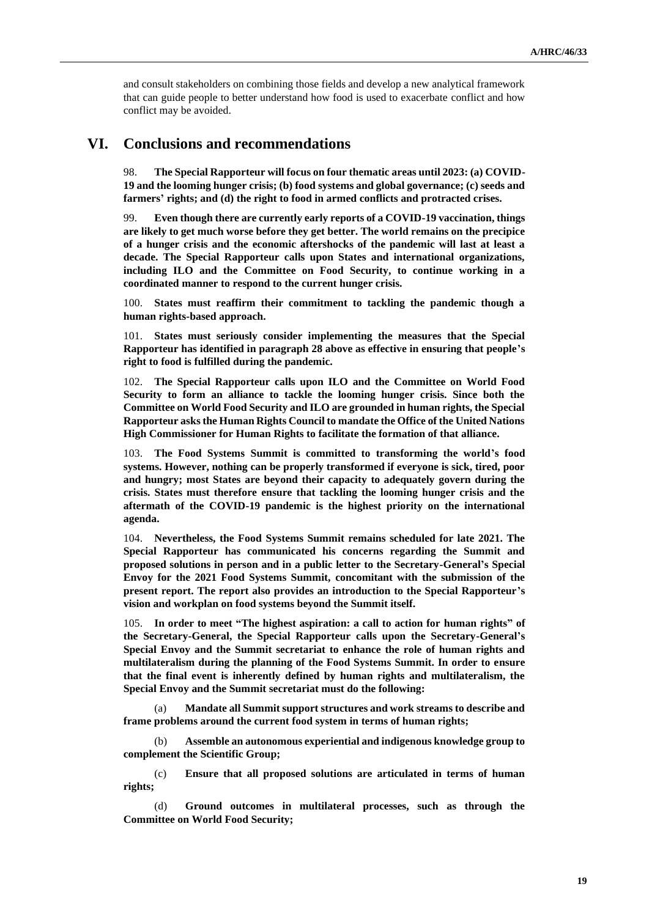and consult stakeholders on combining those fields and develop a new analytical framework that can guide people to better understand how food is used to exacerbate conflict and how conflict may be avoided.

## VI. Conclusions and recommendations

98. **The Special Rapporteur will focus on four thematic areas until 2023: (a) COVID-19 and the looming hunger crisis; (b) food systems and global governance; (c) seeds and farmers' rights; and (d) the right to food in armed conflicts and protracted crises.**

99. **Even though there are currently early reports of a COVID-19 vaccination, things are likely to get much worse before they get better. The world remains on the precipice of a hunger crisis and the economic aftershocks of the pandemic will last at least a decade. The Special Rapporteur calls upon States and international organizations, including ILO and the Committee on Food Security, to continue working in a coordinated manner to respond to the current hunger crisis.**

100. **States must reaffirm their commitment to tackling the pandemic though a human rights-based approach.**

101. **States must seriously consider implementing the measures that the Special Rapporteur has identified in paragraph 28 above as effective in ensuring that people's right to food is fulfilled during the pandemic.**

102. **The Special Rapporteur calls upon ILO and the Committee on World Food Security to form an alliance to tackle the looming hunger crisis. Since both the Committee on World Food Security and ILO are grounded in human rights, the Special Rapporteur asks the Human Rights Council to mandate the Office of the United Nations High Commissioner for Human Rights to facilitate the formation of that alliance.**

103. **The Food Systems Summit is committed to transforming the world's food systems. However, nothing can be properly transformed if everyone is sick, tired, poor and hungry; most States are beyond their capacity to adequately govern during the crisis. States must therefore ensure that tackling the looming hunger crisis and the aftermath of the COVID-19 pandemic is the highest priority on the international agenda.**

104. **Nevertheless, the Food Systems Summit remains scheduled for late 2021. The Special Rapporteur has communicated his concerns regarding the Summit and proposed solutions in person and in a public letter to the Secretary-General's Special Envoy for the 2021 Food Systems Summit, concomitant with the submission of the present report. The report also provides an introduction to the Special Rapporteur's vision and workplan on food systems beyond the Summit itself.**

105. **In order to meet "The highest aspiration: a call to action for human rights" of the Secretary-General, the Special Rapporteur calls upon the Secretary-General's Special Envoy and the Summit secretariat to enhance the role of human rights and multilateralism during the planning of the Food Systems Summit. In order to ensure that the final event is inherently defined by human rights and multilateralism, the Special Envoy and the Summit secretariat must do the following:**

(a) **Mandate all Summit support structures and work streams to describe and frame problems around the current food system in terms of human rights;**

(b) **Assemble an autonomous experiential and indigenous knowledge group to complement the Scientific Group;**

(c) **Ensure that all proposed solutions are articulated in terms of human rights;**

(d) **Ground outcomes in multilateral processes, such as through the Committee on World Food Security;**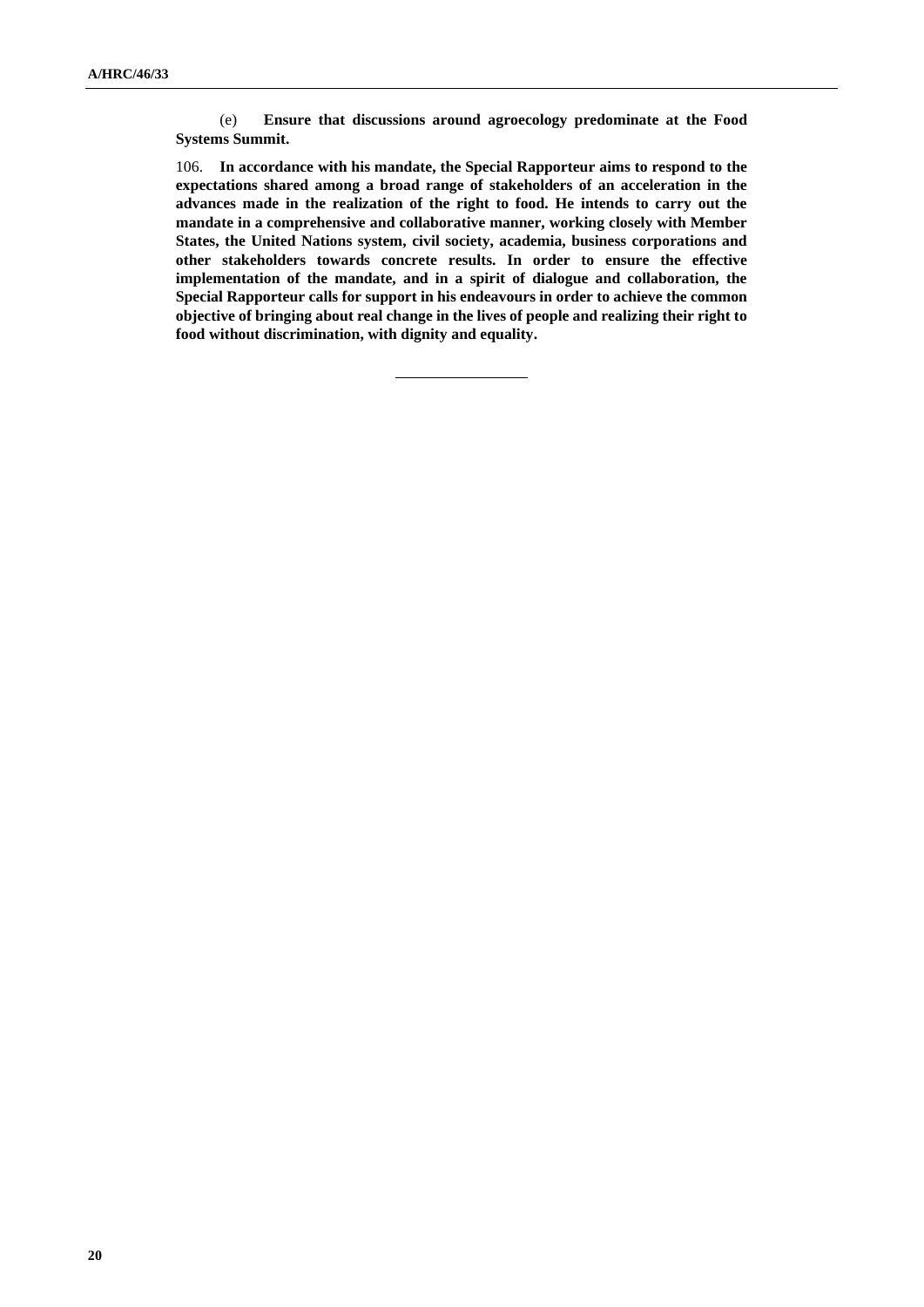(e) **Ensure that discussions around agroecology predominate at the Food Systems Summit.**

106. **In accordance with his mandate, the Special Rapporteur aims to respond to the expectations shared among a broad range of stakeholders of an acceleration in the advances made in the realization of the right to food. He intends to carry out the mandate in a comprehensive and collaborative manner, working closely with Member States, the United Nations system, civil society, academia, business corporations and other stakeholders towards concrete results. In order to ensure the effective implementation of the mandate, and in a spirit of dialogue and collaboration, the Special Rapporteur calls for support in his endeavours in order to achieve the common objective of bringing about real change in the lives of people and realizing their right to food without discrimination, with dignity and equality.**